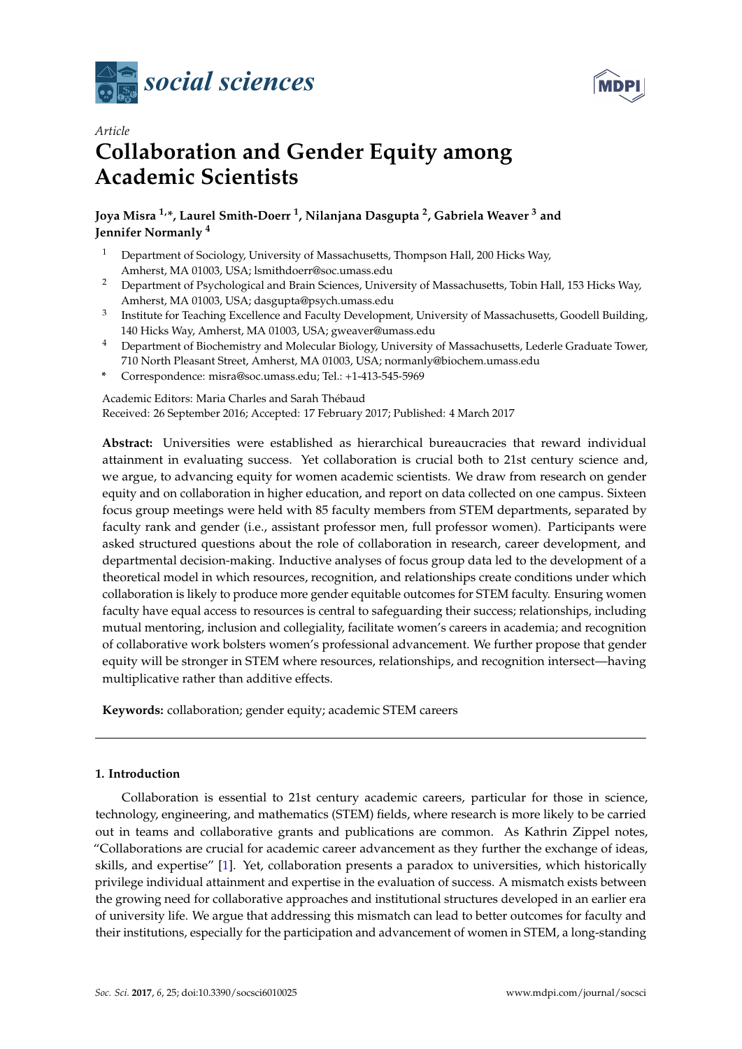*social sciences*

*Article*

# Collaboration and Gender Equity among Academic Scientists

**Joya Misra [1,*], Laurel Smith-Doerr [1], Nilanjana Dasgupta [2], Gabriela Weaver [3] and Jennifer Normanly [4]**

[1] Department of Sociology, University of Massachusetts, Thompson Hall, 200 Hicks Way, Amherst, MA 01003, USA; lsmithdoerr@soc.umass.edu

[2] Department of Psychological and Brain Sciences, University of Massachusetts, Tobin Hall, 153 Hicks Way, Amherst, MA 01003, USA; dasgupta@psych.umass.edu

[3] Institute for Teaching Excellence and Faculty Development, University of Massachusetts, Goodell Building, 140 Hicks Way, Amherst, MA 01003, USA; gweaver@umass.edu

[4] Department of Biochemistry and Molecular Biology, University of Massachusetts, Lederle Graduate Tower, 710 North Pleasant Street, Amherst, MA 01003, USA; normanly@biochem.umass.edu

* Correspondence: misra@soc.umass.edu; Tel.: +1-413-545-5969

Academic Editors: Maria Charles and Sarah Thébaud

Received: 26 September 2016; Accepted: 17 February 2017; Published: 4 March 2017

**Abstract:** Universities were established as hierarchical bureaucracies that reward individual attainment in evaluating success. Yet collaboration is crucial both to 21st century science and, we argue, to advancing equity for women academic scientists. We draw from research on gender equity and on collaboration in higher education, and report on data collected on one campus. Sixteen focus group meetings were held with 85 faculty members from STEM departments, separated by faculty rank and gender (i.e., assistant professor men, full professor women). Participants were asked structured questions about the role of collaboration in research, career development, and departmental decision-making. Inductive analyses of focus group data led to the development of a theoretical model in which resources, recognition, and relationships create conditions under which collaboration is likely to produce more gender equitable outcomes for STEM faculty. Ensuring women faculty have equal access to resources is central to safeguarding their success; relationships, including mutual mentoring, inclusion and collegiality, facilitate women's careers in academia; and recognition of collaborative work bolsters women's professional advancement. We further propose that gender equity will be stronger in STEM where resources, relationships, and recognition intersect—having multiplicative rather than additive effects.

**Keywords:** collaboration; gender equity; academic STEM careers

## 1. Introduction

Collaboration is essential to 21st century academic careers, particular for those in science, technology, engineering, and mathematics (STEM) fields, where research is more likely to be carried out in teams and collaborative grants and publications are common. As Kathrin Zippel notes, "Collaborations are crucial for academic career advancement as they further the exchange of ideas, skills, and expertise" [1]. Yet, collaboration presents a paradox to universities, which historically privilege individual attainment and expertise in the evaluation of success. A mismatch exists between the growing need for collaborative approaches and institutional structures developed in an earlier era of university life. We argue that addressing this mismatch can lead to better outcomes for faculty and their institutions, especially for the participation and advancement of women in STEM, a long-standing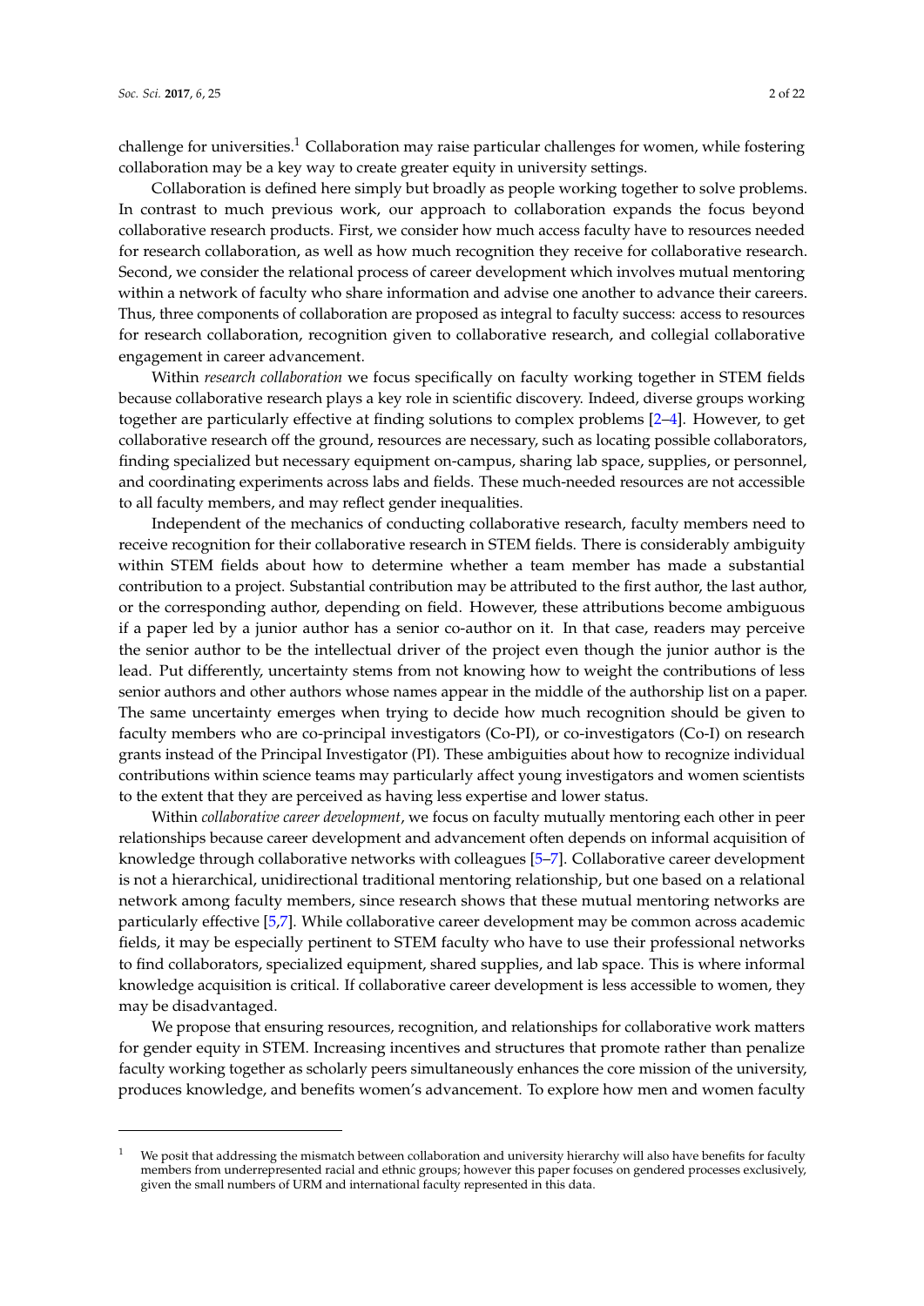challenge for universities.[1] Collaboration may raise particular challenges for women, while fostering collaboration may be a key way to create greater equity in university settings.

Collaboration is defined here simply but broadly as people working together to solve problems. In contrast to much previous work, our approach to collaboration expands the focus beyond collaborative research products. First, we consider how much access faculty have to resources needed for research collaboration, as well as how much recognition they receive for collaborative research. Second, we consider the relational process of career development which involves mutual mentoring within a network of faculty who share information and advise one another to advance their careers. Thus, three components of collaboration are proposed as integral to faculty success: access to resources for research collaboration, recognition given to collaborative research, and collegial collaborative engagement in career advancement.

Within *research collaboration* we focus specifically on faculty working together in STEM fields because collaborative research plays a key role in scientific discovery. Indeed, diverse groups working together are particularly effective at finding solutions to complex problems [2–4]. However, to get collaborative research off the ground, resources are necessary, such as locating possible collaborators, finding specialized but necessary equipment on-campus, sharing lab space, supplies, or personnel, and coordinating experiments across labs and fields. These much-needed resources are not accessible to all faculty members, and may reflect gender inequalities.

Independent of the mechanics of conducting collaborative research, faculty members need to receive recognition for their collaborative research in STEM fields. There is considerably ambiguity within STEM fields about how to determine whether a team member has made a substantial contribution to a project. Substantial contribution may be attributed to the first author, the last author, or the corresponding author, depending on field. However, these attributions become ambiguous if a paper led by a junior author has a senior co-author on it. In that case, readers may perceive the senior author to be the intellectual driver of the project even though the junior author is the lead. Put differently, uncertainty stems from not knowing how to weight the contributions of less senior authors and other authors whose names appear in the middle of the authorship list on a paper. The same uncertainty emerges when trying to decide how much recognition should be given to faculty members who are co-principal investigators (Co-PI), or co-investigators (Co-I) on research grants instead of the Principal Investigator (PI). These ambiguities about how to recognize individual contributions within science teams may particularly affect young investigators and women scientists to the extent that they are perceived as having less expertise and lower status.

Within *collaborative career development*, we focus on faculty mutually mentoring each other in peer relationships because career development and advancement often depends on informal acquisition of knowledge through collaborative networks with colleagues [5–7]. Collaborative career development is not a hierarchical, unidirectional traditional mentoring relationship, but one based on a relational network among faculty members, since research shows that these mutual mentoring networks are particularly effective [5,7]. While collaborative career development may be common across academic fields, it may be especially pertinent to STEM faculty who have to use their professional networks to find collaborators, specialized equipment, shared supplies, and lab space. This is where informal knowledge acquisition is critical. If collaborative career development is less accessible to women, they may be disadvantaged.

We propose that ensuring resources, recognition, and relationships for collaborative work matters for gender equity in STEM. Increasing incentives and structures that promote rather than penalize faculty working together as scholarly peers simultaneously enhances the core mission of the university, produces knowledge, and benefits women's advancement. To explore how men and women faculty

---

[1] We posit that addressing the mismatch between collaboration and university hierarchy will also have benefits for faculty members from underrepresented racial and ethnic groups; however this paper focuses on gendered processes exclusively, given the small numbers of URM and international faculty represented in this data.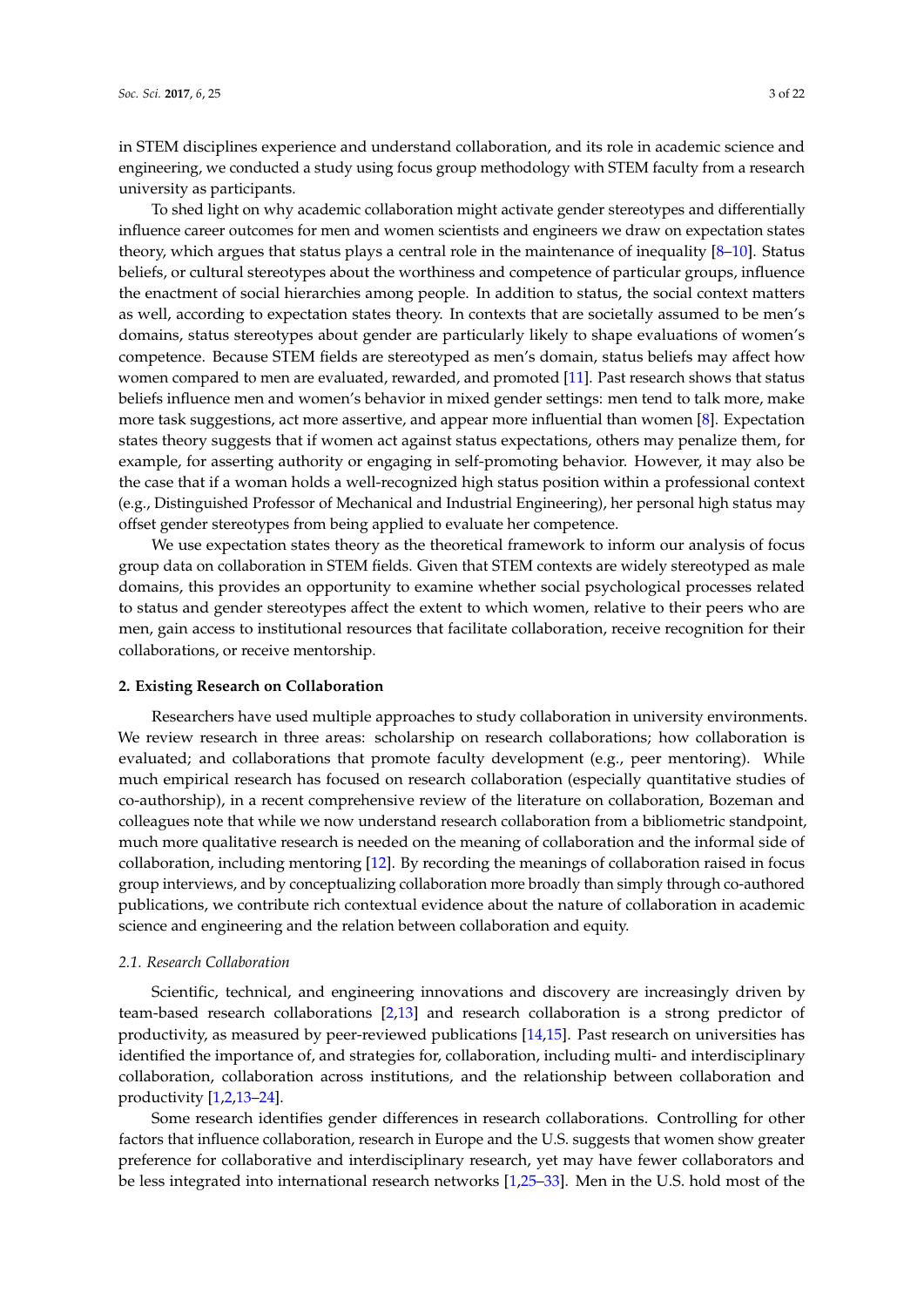in STEM disciplines experience and understand collaboration, and its role in academic science and engineering, we conducted a study using focus group methodology with STEM faculty from a research university as participants.

To shed light on why academic collaboration might activate gender stereotypes and differentially influence career outcomes for men and women scientists and engineers we draw on expectation states theory, which argues that status plays a central role in the maintenance of inequality [8–10]. Status beliefs, or cultural stereotypes about the worthiness and competence of particular groups, influence the enactment of social hierarchies among people. In addition to status, the social context matters as well, according to expectation states theory. In contexts that are societally assumed to be men's domains, status stereotypes about gender are particularly likely to shape evaluations of women's competence. Because STEM fields are stereotyped as men's domain, status beliefs may affect how women compared to men are evaluated, rewarded, and promoted [11]. Past research shows that status beliefs influence men and women's behavior in mixed gender settings: men tend to talk more, make more task suggestions, act more assertive, and appear more influential than women [8]. Expectation states theory suggests that if women act against status expectations, others may penalize them, for example, for asserting authority or engaging in self-promoting behavior. However, it may also be the case that if a woman holds a well-recognized high status position within a professional context (e.g., Distinguished Professor of Mechanical and Industrial Engineering), her personal high status may offset gender stereotypes from being applied to evaluate her competence.

We use expectation states theory as the theoretical framework to inform our analysis of focus group data on collaboration in STEM fields. Given that STEM contexts are widely stereotyped as male domains, this provides an opportunity to examine whether social psychological processes related to status and gender stereotypes affect the extent to which women, relative to their peers who are men, gain access to institutional resources that facilitate collaboration, receive recognition for their collaborations, or receive mentorship.

## 2. Existing Research on Collaboration

Researchers have used multiple approaches to study collaboration in university environments. We review research in three areas: scholarship on research collaborations; how collaboration is evaluated; and collaborations that promote faculty development (e.g., peer mentoring). While much empirical research has focused on research collaboration (especially quantitative studies of co-authorship), in a recent comprehensive review of the literature on collaboration, Bozeman and colleagues note that while we now understand research collaboration from a bibliometric standpoint, much more qualitative research is needed on the meaning of collaboration and the informal side of collaboration, including mentoring [12]. By recording the meanings of collaboration raised in focus group interviews, and by conceptualizing collaboration more broadly than simply through co-authored publications, we contribute rich contextual evidence about the nature of collaboration in academic science and engineering and the relation between collaboration and equity.

### *2.1. Research Collaboration*

Scientific, technical, and engineering innovations and discovery are increasingly driven by team-based research collaborations [2,13] and research collaboration is a strong predictor of productivity, as measured by peer-reviewed publications [14,15]. Past research on universities has identified the importance of, and strategies for, collaboration, including multi- and interdisciplinary collaboration, collaboration across institutions, and the relationship between collaboration and productivity [1,2,13–24].

Some research identifies gender differences in research collaborations. Controlling for other factors that influence collaboration, research in Europe and the U.S. suggests that women show greater preference for collaborative and interdisciplinary research, yet may have fewer collaborators and be less integrated into international research networks [1,25–33]. Men in the U.S. hold most of the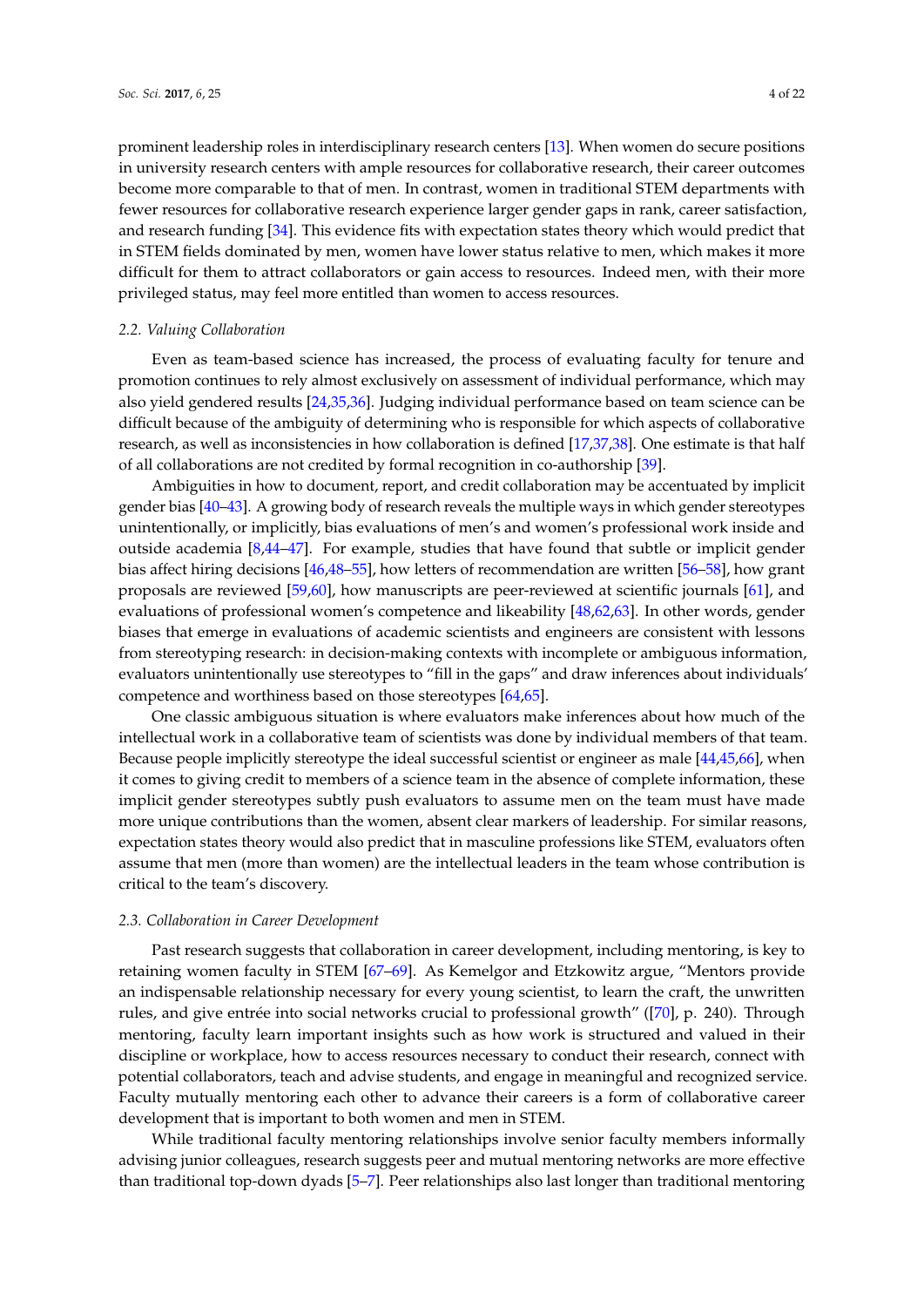prominent leadership roles in interdisciplinary research centers [13]. When women do secure positions in university research centers with ample resources for collaborative research, their career outcomes become more comparable to that of men. In contrast, women in traditional STEM departments with fewer resources for collaborative research experience larger gender gaps in rank, career satisfaction, and research funding [34]. This evidence fits with expectation states theory which would predict that in STEM fields dominated by men, women have lower status relative to men, which makes it more difficult for them to attract collaborators or gain access to resources. Indeed men, with their more privileged status, may feel more entitled than women to access resources.

### 2.2. Valuing Collaboration

Even as team-based science has increased, the process of evaluating faculty for tenure and promotion continues to rely almost exclusively on assessment of individual performance, which may also yield gendered results [24,35,36]. Judging individual performance based on team science can be difficult because of the ambiguity of determining who is responsible for which aspects of collaborative research, as well as inconsistencies in how collaboration is defined [17,37,38]. One estimate is that half of all collaborations are not credited by formal recognition in co-authorship [39].

Ambiguities in how to document, report, and credit collaboration may be accentuated by implicit gender bias [40–43]. A growing body of research reveals the multiple ways in which gender stereotypes unintentionally, or implicitly, bias evaluations of men's and women's professional work inside and outside academia [8,44–47]. For example, studies that have found that subtle or implicit gender bias affect hiring decisions [46,48–55], how letters of recommendation are written [56–58], how grant proposals are reviewed [59,60], how manuscripts are peer-reviewed at scientific journals [61], and evaluations of professional women's competence and likeability [48,62,63]. In other words, gender biases that emerge in evaluations of academic scientists and engineers are consistent with lessons from stereotyping research: in decision-making contexts with incomplete or ambiguous information, evaluators unintentionally use stereotypes to "fill in the gaps" and draw inferences about individuals' competence and worthiness based on those stereotypes [64,65].

One classic ambiguous situation is where evaluators make inferences about how much of the intellectual work in a collaborative team of scientists was done by individual members of that team. Because people implicitly stereotype the ideal successful scientist or engineer as male [44,45,66], when it comes to giving credit to members of a science team in the absence of complete information, these implicit gender stereotypes subtly push evaluators to assume men on the team must have made more unique contributions than the women, absent clear markers of leadership. For similar reasons, expectation states theory would also predict that in masculine professions like STEM, evaluators often assume that men (more than women) are the intellectual leaders in the team whose contribution is critical to the team's discovery.

### 2.3. Collaboration in Career Development

Past research suggests that collaboration in career development, including mentoring, is key to retaining women faculty in STEM [67–69]. As Kemelgor and Etzkowitz argue, "Mentors provide an indispensable relationship necessary for every young scientist, to learn the craft, the unwritten rules, and give entrée into social networks crucial to professional growth" ([70], p. 240). Through mentoring, faculty learn important insights such as how work is structured and valued in their discipline or workplace, how to access resources necessary to conduct their research, connect with potential collaborators, teach and advise students, and engage in meaningful and recognized service. Faculty mutually mentoring each other to advance their careers is a form of collaborative career development that is important to both women and men in STEM.

While traditional faculty mentoring relationships involve senior faculty members informally advising junior colleagues, research suggests peer and mutual mentoring networks are more effective than traditional top-down dyads [5–7]. Peer relationships also last longer than traditional mentoring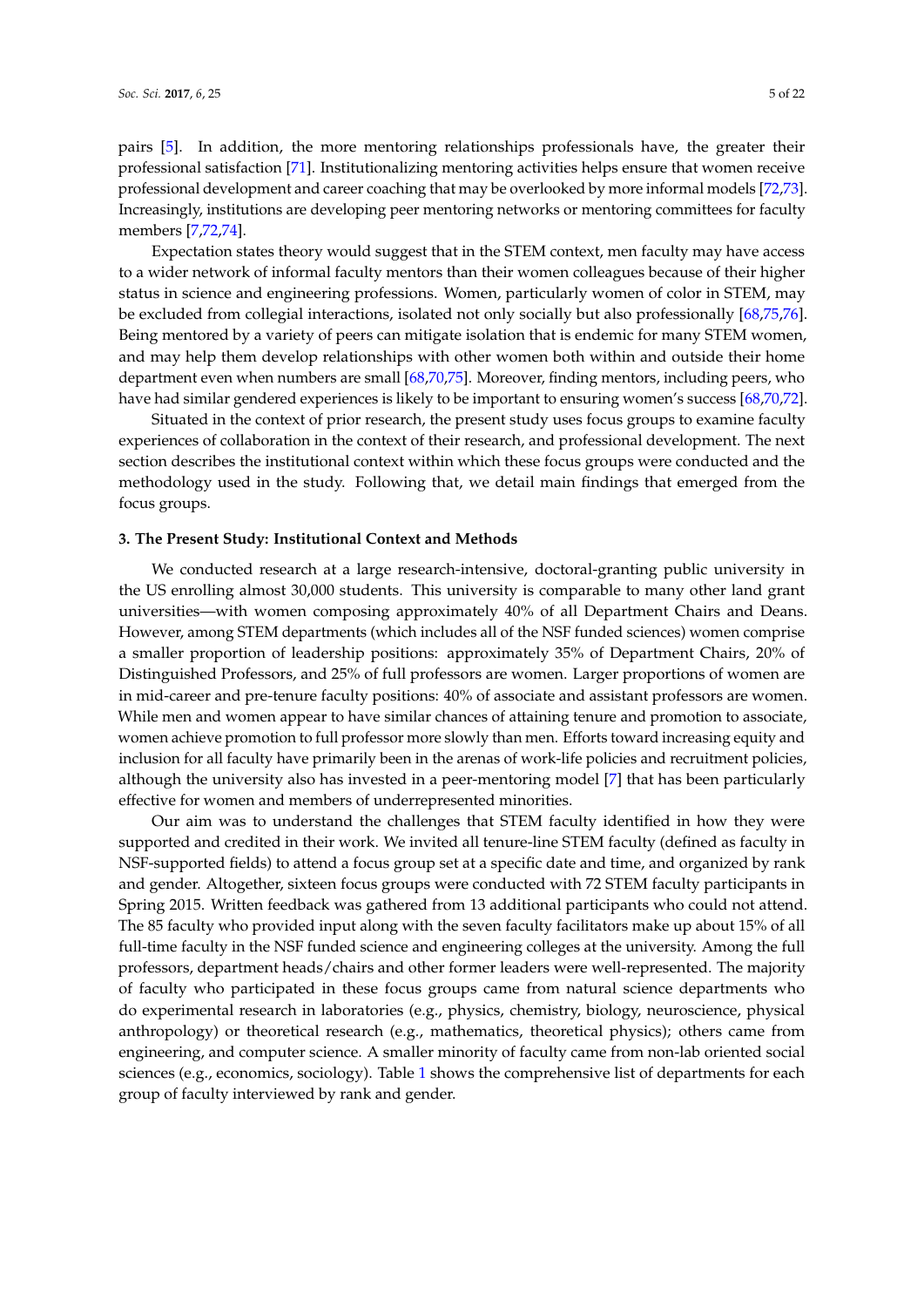pairs [5]. In addition, the more mentoring relationships professionals have, the greater their professional satisfaction [71]. Institutionalizing mentoring activities helps ensure that women receive professional development and career coaching that may be overlooked by more informal models [72,73]. Increasingly, institutions are developing peer mentoring networks or mentoring committees for faculty members [7,72,74].

Expectation states theory would suggest that in the STEM context, men faculty may have access to a wider network of informal faculty mentors than their women colleagues because of their higher status in science and engineering professions. Women, particularly women of color in STEM, may be excluded from collegial interactions, isolated not only socially but also professionally [68,75,76]. Being mentored by a variety of peers can mitigate isolation that is endemic for many STEM women, and may help them develop relationships with other women both within and outside their home department even when numbers are small [68,70,75]. Moreover, finding mentors, including peers, who have had similar gendered experiences is likely to be important to ensuring women's success [68,70,72].

Situated in the context of prior research, the present study uses focus groups to examine faculty experiences of collaboration in the context of their research, and professional development. The next section describes the institutional context within which these focus groups were conducted and the methodology used in the study. Following that, we detail main findings that emerged from the focus groups.

## 3. The Present Study: Institutional Context and Methods

We conducted research at a large research-intensive, doctoral-granting public university in the US enrolling almost 30,000 students. This university is comparable to many other land grant universities—with women composing approximately 40% of all Department Chairs and Deans. However, among STEM departments (which includes all of the NSF funded sciences) women comprise a smaller proportion of leadership positions: approximately 35% of Department Chairs, 20% of Distinguished Professors, and 25% of full professors are women. Larger proportions of women are in mid-career and pre-tenure faculty positions: 40% of associate and assistant professors are women. While men and women appear to have similar chances of attaining tenure and promotion to associate, women achieve promotion to full professor more slowly than men. Efforts toward increasing equity and inclusion for all faculty have primarily been in the arenas of work-life policies and recruitment policies, although the university also has invested in a peer-mentoring model [7] that has been particularly effective for women and members of underrepresented minorities.

Our aim was to understand the challenges that STEM faculty identified in how they were supported and credited in their work. We invited all tenure-line STEM faculty (defined as faculty in NSF-supported fields) to attend a focus group set at a specific date and time, and organized by rank and gender. Altogether, sixteen focus groups were conducted with 72 STEM faculty participants in Spring 2015. Written feedback was gathered from 13 additional participants who could not attend. The 85 faculty who provided input along with the seven faculty facilitators make up about 15% of all full-time faculty in the NSF funded science and engineering colleges at the university. Among the full professors, department heads/chairs and other former leaders were well-represented. The majority of faculty who participated in these focus groups came from natural science departments who do experimental research in laboratories (e.g., physics, chemistry, biology, neuroscience, physical anthropology) or theoretical research (e.g., mathematics, theoretical physics); others came from engineering, and computer science. A smaller minority of faculty came from non-lab oriented social sciences (e.g., economics, sociology). Table 1 shows the comprehensive list of departments for each group of faculty interviewed by rank and gender.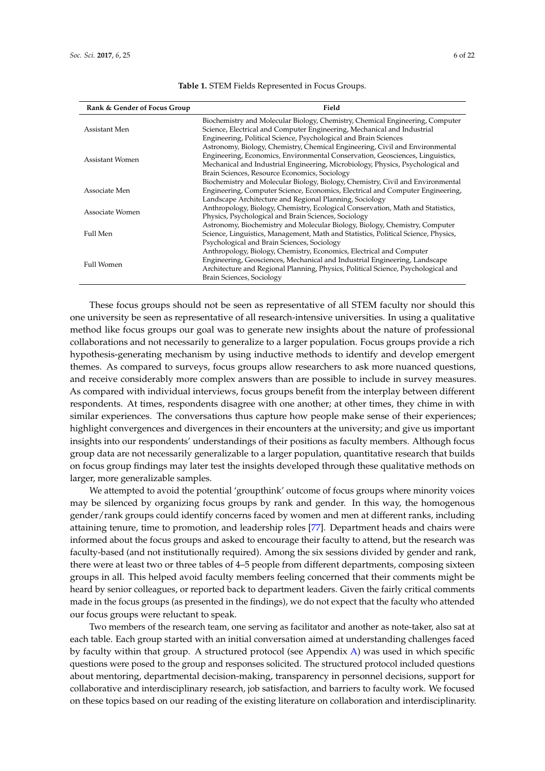**Table 1.** STEM Fields Represented in Focus Groups.

| Rank & Gender of Focus Group | Field |
|---|---|
| Assistant Men | Biochemistry and Molecular Biology, Chemistry, Chemical Engineering, Computer Science, Electrical and Computer Engineering, Mechanical and Industrial Engineering, Political Science, Psychological and Brain Sciences |
| Assistant Women | Astronomy, Biology, Chemistry, Chemical Engineering, Civil and Environmental Engineering, Economics, Environmental Conservation, Geosciences, Linguistics, Mechanical and Industrial Engineering, Microbiology, Physics, Psychological and Brain Sciences, Resource Economics, Sociology |
| Associate Men | Biochemistry and Molecular Biology, Biology, Chemistry, Civil and Environmental Engineering, Computer Science, Economics, Electrical and Computer Engineering, Landscape Architecture and Regional Planning, Sociology |
| Associate Women | Anthropology, Biology, Chemistry, Ecological Conservation, Math and Statistics, Physics, Psychological and Brain Sciences, Sociology |
| Full Men | Astronomy, Biochemistry and Molecular Biology, Biology, Chemistry, Computer Science, Linguistics, Management, Math and Statistics, Political Science, Physics, Psychological and Brain Sciences, Sociology |
| Full Women | Anthropology, Biology, Chemistry, Economics, Electrical and Computer Engineering, Geosciences, Mechanical and Industrial Engineering, Landscape Architecture and Regional Planning, Physics, Political Science, Psychological and Brain Sciences, Sociology |

These focus groups should not be seen as representative of all STEM faculty nor should this one university be seen as representative of all research-intensive universities. In using a qualitative method like focus groups our goal was to generate new insights about the nature of professional collaborations and not necessarily to generalize to a larger population. Focus groups provide a rich hypothesis-generating mechanism by using inductive methods to identify and develop emergent themes. As compared to surveys, focus groups allow researchers to ask more nuanced questions, and receive considerably more complex answers than are possible to include in survey measures. As compared with individual interviews, focus groups benefit from the interplay between different respondents. At times, respondents disagree with one another; at other times, they chime in with similar experiences. The conversations thus capture how people make sense of their experiences; highlight convergences and divergences in their encounters at the university; and give us important insights into our respondents' understandings of their positions as faculty members. Although focus group data are not necessarily generalizable to a larger population, quantitative research that builds on focus group findings may later test the insights developed through these qualitative methods on larger, more generalizable samples.

We attempted to avoid the potential 'groupthink' outcome of focus groups where minority voices may be silenced by organizing focus groups by rank and gender. In this way, the homogenous gender/rank groups could identify concerns faced by women and men at different ranks, including attaining tenure, time to promotion, and leadership roles [77]. Department heads and chairs were informed about the focus groups and asked to encourage their faculty to attend, but the research was faculty-based (and not institutionally required). Among the six sessions divided by gender and rank, there were at least two or three tables of 4–5 people from different departments, composing sixteen groups in all. This helped avoid faculty members feeling concerned that their comments might be heard by senior colleagues, or reported back to department leaders. Given the fairly critical comments made in the focus groups (as presented in the findings), we do not expect that the faculty who attended our focus groups were reluctant to speak.

Two members of the research team, one serving as facilitator and another as note-taker, also sat at each table. Each group started with an initial conversation aimed at understanding challenges faced by faculty within that group. A structured protocol (see Appendix A) was used in which specific questions were posed to the group and responses solicited. The structured protocol included questions about mentoring, departmental decision-making, transparency in personnel decisions, support for collaborative and interdisciplinary research, job satisfaction, and barriers to faculty work. We focused on these topics based on our reading of the existing literature on collaboration and interdisciplinarity.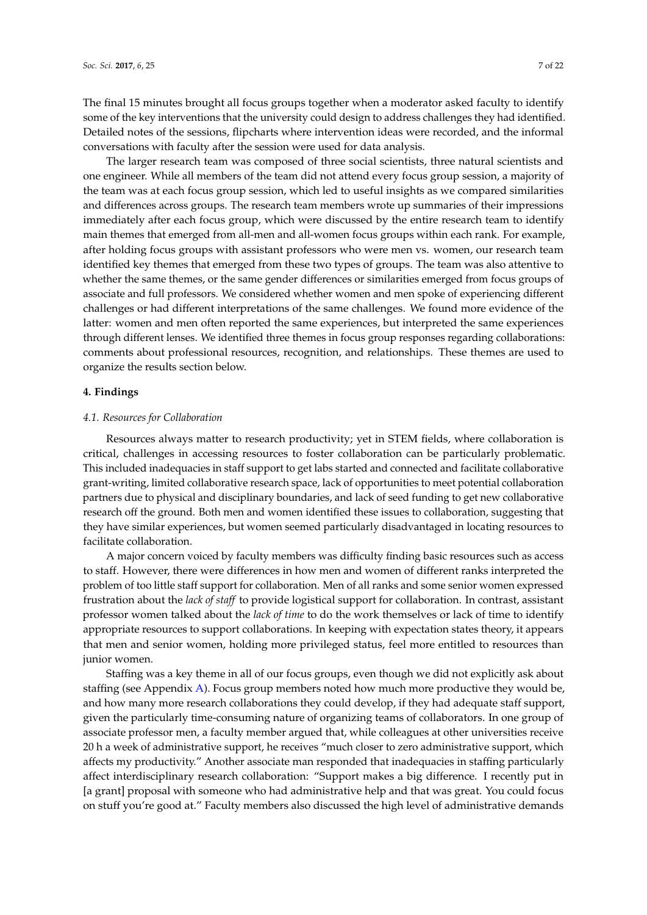The final 15 minutes brought all focus groups together when a moderator asked faculty to identify some of the key interventions that the university could design to address challenges they had identified. Detailed notes of the sessions, flipcharts where intervention ideas were recorded, and the informal conversations with faculty after the session were used for data analysis.

The larger research team was composed of three social scientists, three natural scientists and one engineer. While all members of the team did not attend every focus group session, a majority of the team was at each focus group session, which led to useful insights as we compared similarities and differences across groups. The research team members wrote up summaries of their impressions immediately after each focus group, which were discussed by the entire research team to identify main themes that emerged from all-men and all-women focus groups within each rank. For example, after holding focus groups with assistant professors who were men vs. women, our research team identified key themes that emerged from these two types of groups. The team was also attentive to whether the same themes, or the same gender differences or similarities emerged from focus groups of associate and full professors. We considered whether women and men spoke of experiencing different challenges or had different interpretations of the same challenges. We found more evidence of the latter: women and men often reported the same experiences, but interpreted the same experiences through different lenses. We identified three themes in focus group responses regarding collaborations: comments about professional resources, recognition, and relationships. These themes are used to organize the results section below.

## 4. Findings

### *4.1. Resources for Collaboration*

Resources always matter to research productivity; yet in STEM fields, where collaboration is critical, challenges in accessing resources to foster collaboration can be particularly problematic. This included inadequacies in staff support to get labs started and connected and facilitate collaborative grant-writing, limited collaborative research space, lack of opportunities to meet potential collaboration partners due to physical and disciplinary boundaries, and lack of seed funding to get new collaborative research off the ground. Both men and women identified these issues to collaboration, suggesting that they have similar experiences, but women seemed particularly disadvantaged in locating resources to facilitate collaboration.

A major concern voiced by faculty members was difficulty finding basic resources such as access to staff. However, there were differences in how men and women of different ranks interpreted the problem of too little staff support for collaboration. Men of all ranks and some senior women expressed frustration about the *lack of staff* to provide logistical support for collaboration. In contrast, assistant professor women talked about the *lack of time* to do the work themselves or lack of time to identify appropriate resources to support collaborations. In keeping with expectation states theory, it appears that men and senior women, holding more privileged status, feel more entitled to resources than junior women.

Staffing was a key theme in all of our focus groups, even though we did not explicitly ask about staffing (see Appendix A). Focus group members noted how much more productive they would be, and how many more research collaborations they could develop, if they had adequate staff support, given the particularly time-consuming nature of organizing teams of collaborators. In one group of associate professor men, a faculty member argued that, while colleagues at other universities receive 20 h a week of administrative support, he receives "much closer to zero administrative support, which affects my productivity." Another associate man responded that inadequacies in staffing particularly affect interdisciplinary research collaboration: "Support makes a big difference. I recently put in [a grant] proposal with someone who had administrative help and that was great. You could focus on stuff you're good at." Faculty members also discussed the high level of administrative demands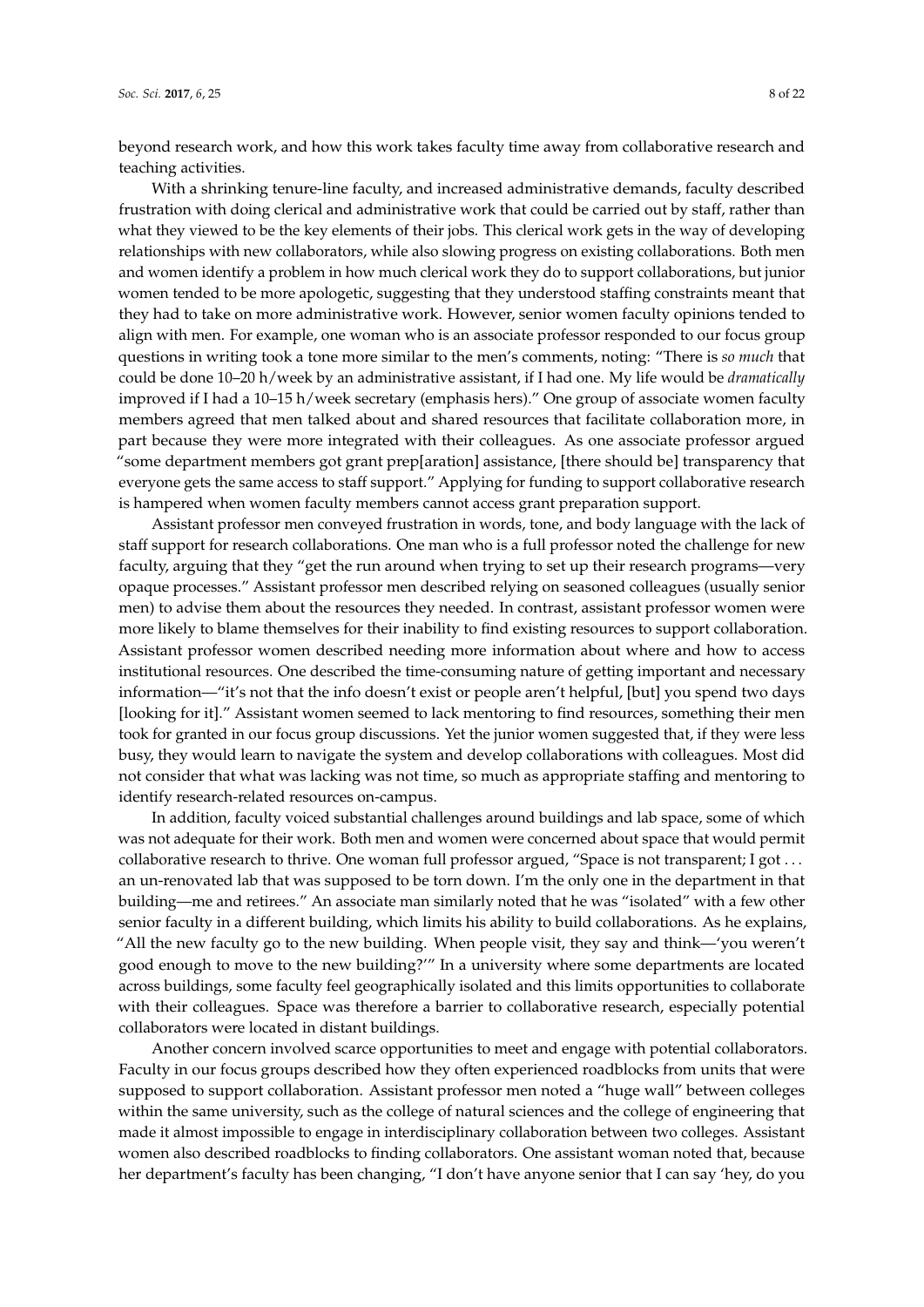beyond research work, and how this work takes faculty time away from collaborative research and teaching activities.

With a shrinking tenure-line faculty, and increased administrative demands, faculty described frustration with doing clerical and administrative work that could be carried out by staff, rather than what they viewed to be the key elements of their jobs. This clerical work gets in the way of developing relationships with new collaborators, while also slowing progress on existing collaborations. Both men and women identify a problem in how much clerical work they do to support collaborations, but junior women tended to be more apologetic, suggesting that they understood staffing constraints meant that they had to take on more administrative work. However, senior women faculty opinions tended to align with men. For example, one woman who is an associate professor responded to our focus group questions in writing took a tone more similar to the men's comments, noting: "There is *so much* that could be done 10–20 h/week by an administrative assistant, if I had one. My life would be *dramatically* improved if I had a 10–15 h/week secretary (emphasis hers)." One group of associate women faculty members agreed that men talked about and shared resources that facilitate collaboration more, in part because they were more integrated with their colleagues. As one associate professor argued "some department members got grant prep[aration] assistance, [there should be] transparency that everyone gets the same access to staff support." Applying for funding to support collaborative research is hampered when women faculty members cannot access grant preparation support.

Assistant professor men conveyed frustration in words, tone, and body language with the lack of staff support for research collaborations. One man who is a full professor noted the challenge for new faculty, arguing that they "get the run around when trying to set up their research programs—very opaque processes." Assistant professor men described relying on seasoned colleagues (usually senior men) to advise them about the resources they needed. In contrast, assistant professor women were more likely to blame themselves for their inability to find existing resources to support collaboration. Assistant professor women described needing more information about where and how to access institutional resources. One described the time-consuming nature of getting important and necessary information—"it's not that the info doesn't exist or people aren't helpful, [but] you spend two days [looking for it]." Assistant women seemed to lack mentoring to find resources, something their men took for granted in our focus group discussions. Yet the junior women suggested that, if they were less busy, they would learn to navigate the system and develop collaborations with colleagues. Most did not consider that what was lacking was not time, so much as appropriate staffing and mentoring to identify research-related resources on-campus.

In addition, faculty voiced substantial challenges around buildings and lab space, some of which was not adequate for their work. Both men and women were concerned about space that would permit collaborative research to thrive. One woman full professor argued, "Space is not transparent; I got . . . an un-renovated lab that was supposed to be torn down. I'm the only one in the department in that building—me and retirees." An associate man similarly noted that he was "isolated" with a few other senior faculty in a different building, which limits his ability to build collaborations. As he explains, "All the new faculty go to the new building. When people visit, they say and think—'you weren't good enough to move to the new building?'" In a university where some departments are located across buildings, some faculty feel geographically isolated and this limits opportunities to collaborate with their colleagues. Space was therefore a barrier to collaborative research, especially potential collaborators were located in distant buildings.

Another concern involved scarce opportunities to meet and engage with potential collaborators. Faculty in our focus groups described how they often experienced roadblocks from units that were supposed to support collaboration. Assistant professor men noted a "huge wall" between colleges within the same university, such as the college of natural sciences and the college of engineering that made it almost impossible to engage in interdisciplinary collaboration between two colleges. Assistant women also described roadblocks to finding collaborators. One assistant woman noted that, because her department's faculty has been changing, "I don't have anyone senior that I can say 'hey, do you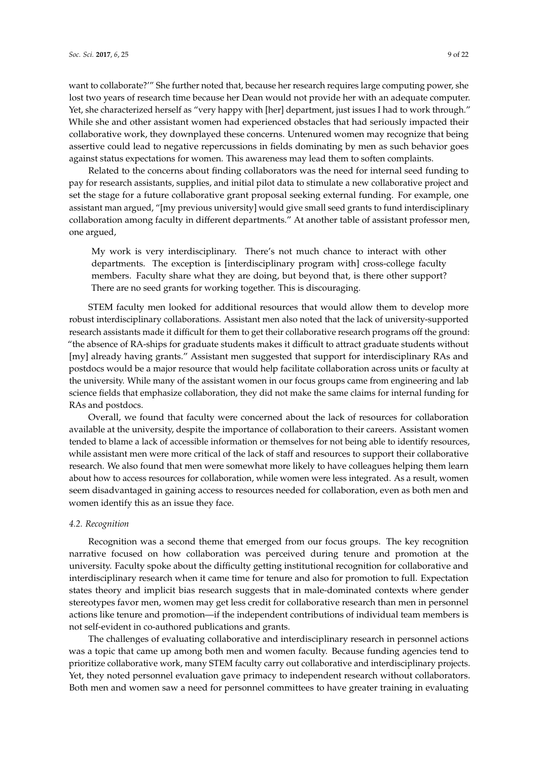want to collaborate?'" She further noted that, because her research requires large computing power, she lost two years of research time because her Dean would not provide her with an adequate computer. Yet, she characterized herself as "very happy with [her] department, just issues I had to work through." While she and other assistant women had experienced obstacles that had seriously impacted their collaborative work, they downplayed these concerns. Untenured women may recognize that being assertive could lead to negative repercussions in fields dominating by men as such behavior goes against status expectations for women. This awareness may lead them to soften complaints.

Related to the concerns about finding collaborators was the need for internal seed funding to pay for research assistants, supplies, and initial pilot data to stimulate a new collaborative project and set the stage for a future collaborative grant proposal seeking external funding. For example, one assistant man argued, "[my previous university] would give small seed grants to fund interdisciplinary collaboration among faculty in different departments." At another table of assistant professor men, one argued,

> My work is very interdisciplinary. There's not much chance to interact with other departments. The exception is [interdisciplinary program with] cross-college faculty members. Faculty share what they are doing, but beyond that, is there other support? There are no seed grants for working together. This is discouraging.

STEM faculty men looked for additional resources that would allow them to develop more robust interdisciplinary collaborations. Assistant men also noted that the lack of university-supported research assistants made it difficult for them to get their collaborative research programs off the ground: "the absence of RA-ships for graduate students makes it difficult to attract graduate students without [my] already having grants." Assistant men suggested that support for interdisciplinary RAs and postdocs would be a major resource that would help facilitate collaboration across units or faculty at the university. While many of the assistant women in our focus groups came from engineering and lab science fields that emphasize collaboration, they did not make the same claims for internal funding for RAs and postdocs.

Overall, we found that faculty were concerned about the lack of resources for collaboration available at the university, despite the importance of collaboration to their careers. Assistant women tended to blame a lack of accessible information or themselves for not being able to identify resources, while assistant men were more critical of the lack of staff and resources to support their collaborative research. We also found that men were somewhat more likely to have colleagues helping them learn about how to access resources for collaboration, while women were less integrated. As a result, women seem disadvantaged in gaining access to resources needed for collaboration, even as both men and women identify this as an issue they face.

### *4.2. Recognition*

Recognition was a second theme that emerged from our focus groups. The key recognition narrative focused on how collaboration was perceived during tenure and promotion at the university. Faculty spoke about the difficulty getting institutional recognition for collaborative and interdisciplinary research when it came time for tenure and also for promotion to full. Expectation states theory and implicit bias research suggests that in male-dominated contexts where gender stereotypes favor men, women may get less credit for collaborative research than men in personnel actions like tenure and promotion—if the independent contributions of individual team members is not self-evident in co-authored publications and grants.

The challenges of evaluating collaborative and interdisciplinary research in personnel actions was a topic that came up among both men and women faculty. Because funding agencies tend to prioritize collaborative work, many STEM faculty carry out collaborative and interdisciplinary projects. Yet, they noted personnel evaluation gave primacy to independent research without collaborators. Both men and women saw a need for personnel committees to have greater training in evaluating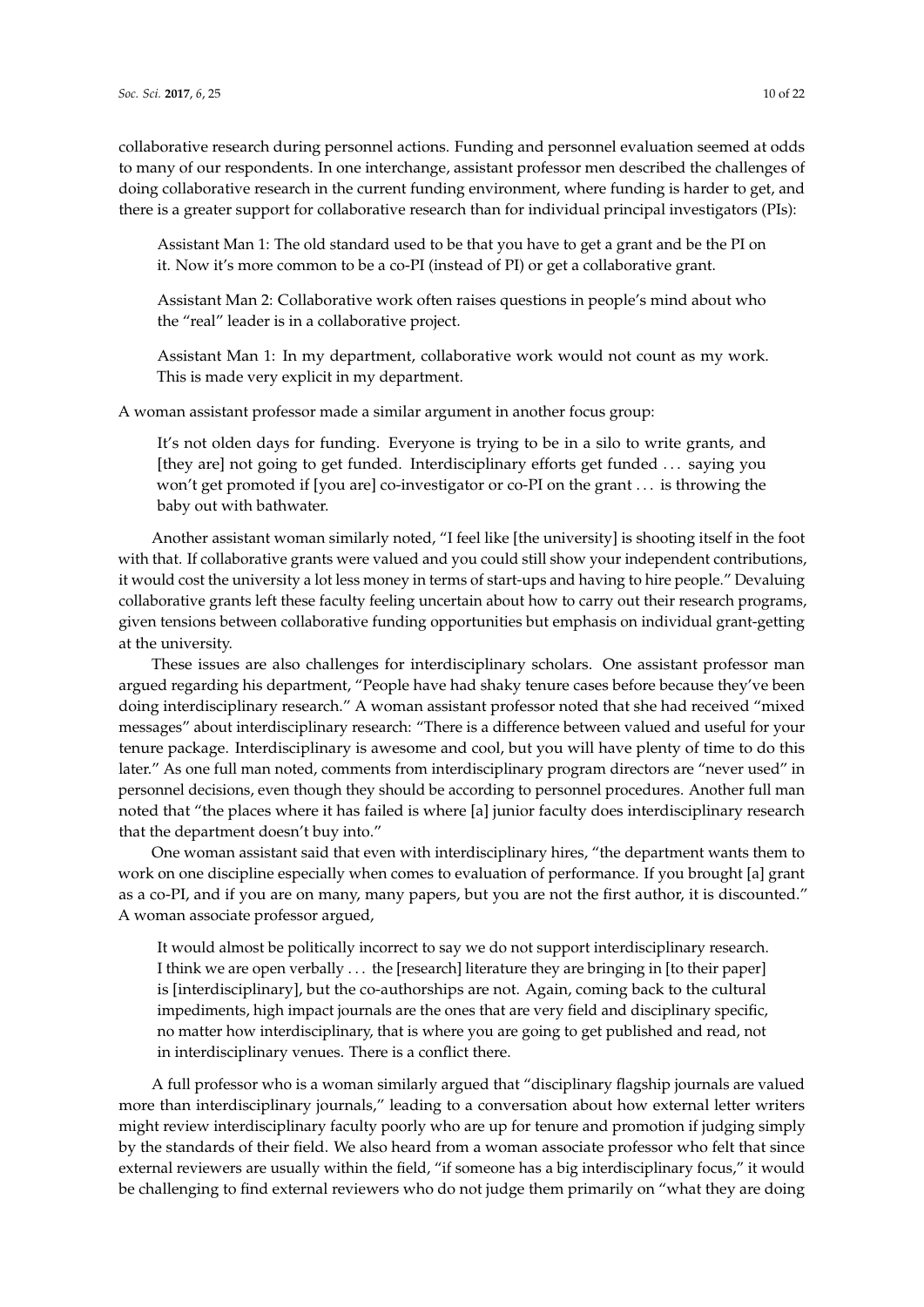collaborative research during personnel actions. Funding and personnel evaluation seemed at odds to many of our respondents. In one interchange, assistant professor men described the challenges of doing collaborative research in the current funding environment, where funding is harder to get, and there is a greater support for collaborative research than for individual principal investigators (PIs):

> Assistant Man 1: The old standard used to be that you have to get a grant and be the PI on it. Now it's more common to be a co-PI (instead of PI) or get a collaborative grant.
>
> Assistant Man 2: Collaborative work often raises questions in people's mind about who the "real" leader is in a collaborative project.
>
> Assistant Man 1: In my department, collaborative work would not count as my work. This is made very explicit in my department.

A woman assistant professor made a similar argument in another focus group:

> It's not olden days for funding. Everyone is trying to be in a silo to write grants, and [they are] not going to get funded. Interdisciplinary efforts get funded ... saying you won't get promoted if [you are] co-investigator or co-PI on the grant ... is throwing the baby out with bathwater.

Another assistant woman similarly noted, "I feel like [the university] is shooting itself in the foot with that. If collaborative grants were valued and you could still show your independent contributions, it would cost the university a lot less money in terms of start-ups and having to hire people." Devaluing collaborative grants left these faculty feeling uncertain about how to carry out their research programs, given tensions between collaborative funding opportunities but emphasis on individual grant-getting at the university.

These issues are also challenges for interdisciplinary scholars. One assistant professor man argued regarding his department, "People have had shaky tenure cases before because they've been doing interdisciplinary research." A woman assistant professor noted that she had received "mixed messages" about interdisciplinary research: "There is a difference between valued and useful for your tenure package. Interdisciplinary is awesome and cool, but you will have plenty of time to do this later." As one full man noted, comments from interdisciplinary program directors are "never used" in personnel decisions, even though they should be according to personnel procedures. Another full man noted that "the places where it has failed is where [a] junior faculty does interdisciplinary research that the department doesn't buy into."

One woman assistant said that even with interdisciplinary hires, "the department wants them to work on one discipline especially when comes to evaluation of performance. If you brought [a] grant as a co-PI, and if you are on many, many papers, but you are not the first author, it is discounted." A woman associate professor argued,

> It would almost be politically incorrect to say we do not support interdisciplinary research. I think we are open verbally ... the [research] literature they are bringing in [to their paper] is [interdisciplinary], but the co-authorships are not. Again, coming back to the cultural impediments, high impact journals are the ones that are very field and disciplinary specific, no matter how interdisciplinary, that is where you are going to get published and read, not in interdisciplinary venues. There is a conflict there.

A full professor who is a woman similarly argued that "disciplinary flagship journals are valued more than interdisciplinary journals," leading to a conversation about how external letter writers might review interdisciplinary faculty poorly who are up for tenure and promotion if judging simply by the standards of their field. We also heard from a woman associate professor who felt that since external reviewers are usually within the field, "if someone has a big interdisciplinary focus," it would be challenging to find external reviewers who do not judge them primarily on "what they are doing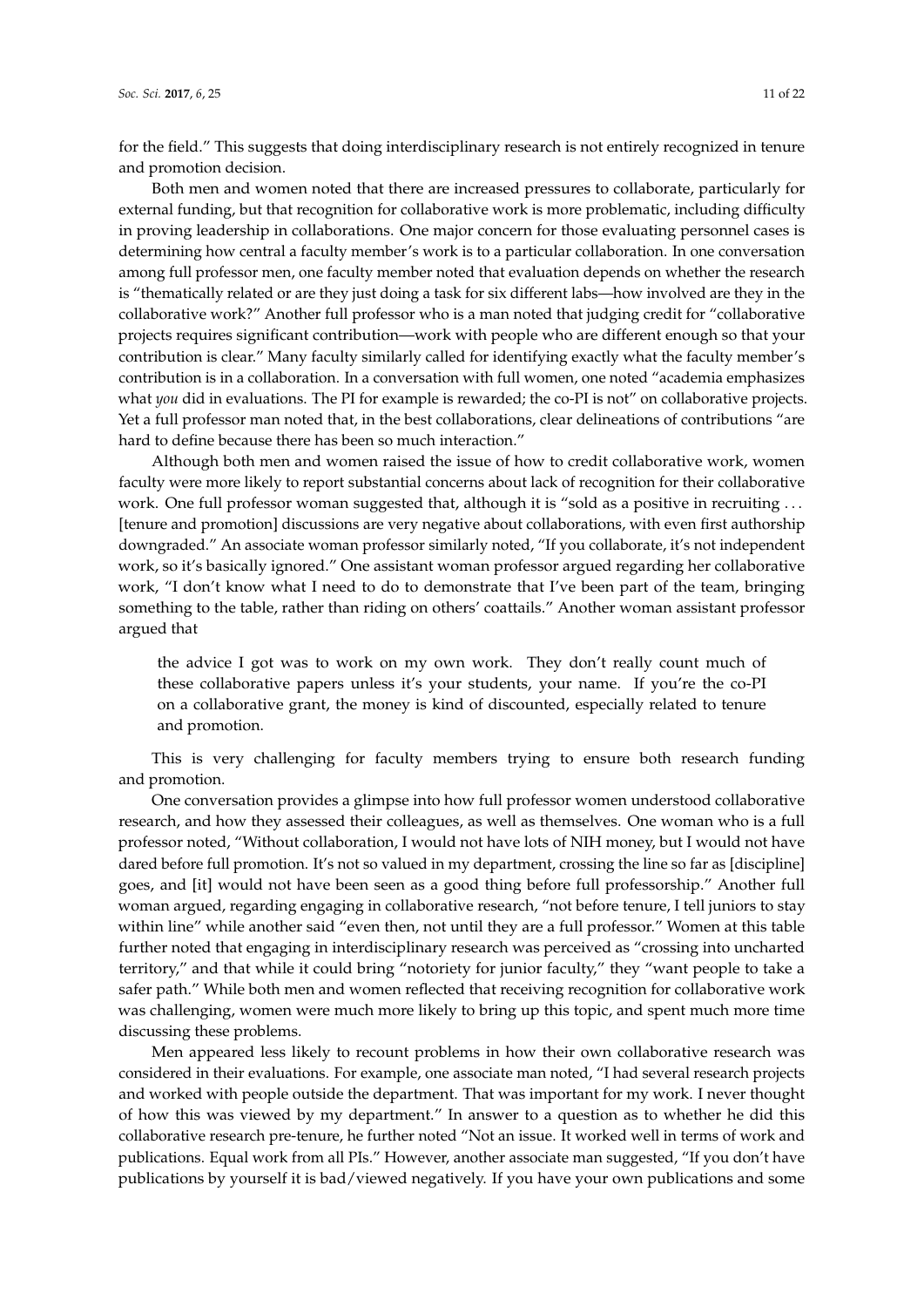for the field." This suggests that doing interdisciplinary research is not entirely recognized in tenure and promotion decision.

Both men and women noted that there are increased pressures to collaborate, particularly for external funding, but that recognition for collaborative work is more problematic, including difficulty in proving leadership in collaborations. One major concern for those evaluating personnel cases is determining how central a faculty member's work is to a particular collaboration. In one conversation among full professor men, one faculty member noted that evaluation depends on whether the research is "thematically related or are they just doing a task for six different labs—how involved are they in the collaborative work?" Another full professor who is a man noted that judging credit for "collaborative projects requires significant contribution—work with people who are different enough so that your contribution is clear." Many faculty similarly called for identifying exactly what the faculty member's contribution is in a collaboration. In a conversation with full women, one noted "academia emphasizes what *you* did in evaluations. The PI for example is rewarded; the co-PI is not" on collaborative projects. Yet a full professor man noted that, in the best collaborations, clear delineations of contributions "are hard to define because there has been so much interaction."

Although both men and women raised the issue of how to credit collaborative work, women faculty were more likely to report substantial concerns about lack of recognition for their collaborative work. One full professor woman suggested that, although it is "sold as a positive in recruiting ... [tenure and promotion] discussions are very negative about collaborations, with even first authorship downgraded." An associate woman professor similarly noted, "If you collaborate, it's not independent work, so it's basically ignored." One assistant woman professor argued regarding her collaborative work, "I don't know what I need to do to demonstrate that I've been part of the team, bringing something to the table, rather than riding on others' coattails." Another woman assistant professor argued that

> the advice I got was to work on my own work. They don't really count much of these collaborative papers unless it's your students, your name. If you're the co-PI on a collaborative grant, the money is kind of discounted, especially related to tenure and promotion.

This is very challenging for faculty members trying to ensure both research funding and promotion.

One conversation provides a glimpse into how full professor women understood collaborative research, and how they assessed their colleagues, as well as themselves. One woman who is a full professor noted, "Without collaboration, I would not have lots of NIH money, but I would not have dared before full promotion. It's not so valued in my department, crossing the line so far as [discipline] goes, and [it] would not have been seen as a good thing before full professorship." Another full woman argued, regarding engaging in collaborative research, "not before tenure, I tell juniors to stay within line" while another said "even then, not until they are a full professor." Women at this table further noted that engaging in interdisciplinary research was perceived as "crossing into uncharted territory," and that while it could bring "notoriety for junior faculty," they "want people to take a safer path." While both men and women reflected that receiving recognition for collaborative work was challenging, women were much more likely to bring up this topic, and spent much more time discussing these problems.

Men appeared less likely to recount problems in how their own collaborative research was considered in their evaluations. For example, one associate man noted, "I had several research projects and worked with people outside the department. That was important for my work. I never thought of how this was viewed by my department." In answer to a question as to whether he did this collaborative research pre-tenure, he further noted "Not an issue. It worked well in terms of work and publications. Equal work from all PIs." However, another associate man suggested, "If you don't have publications by yourself it is bad/viewed negatively. If you have your own publications and some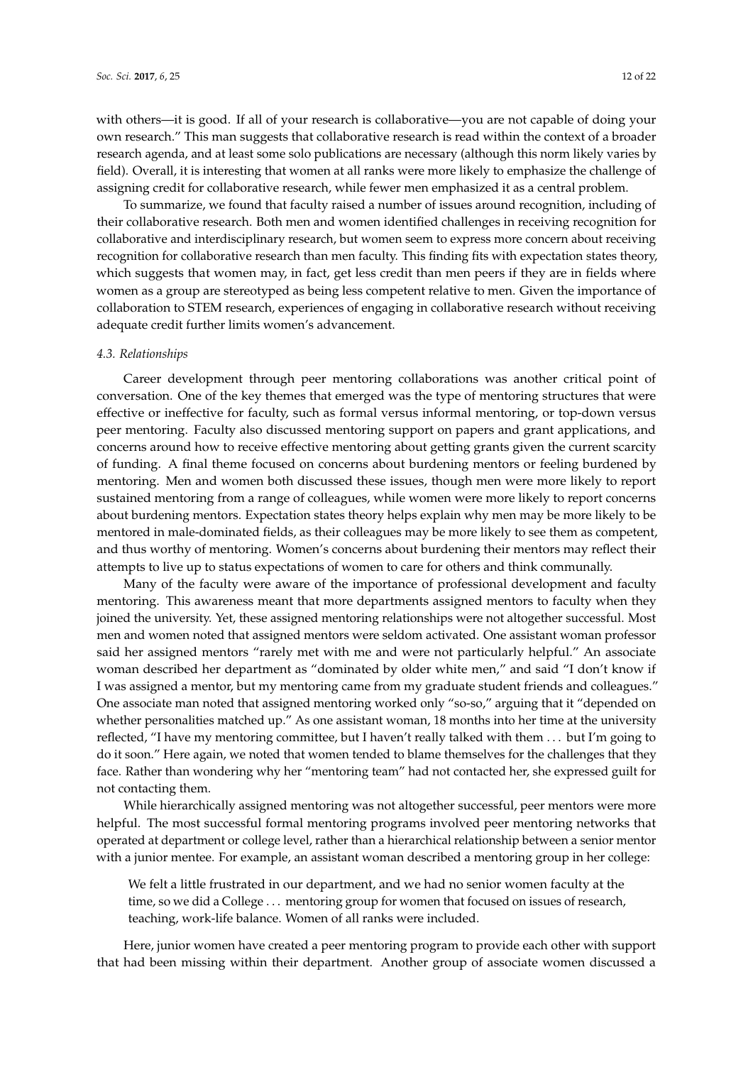with others—it is good. If all of your research is collaborative—you are not capable of doing your own research." This man suggests that collaborative research is read within the context of a broader research agenda, and at least some solo publications are necessary (although this norm likely varies by field). Overall, it is interesting that women at all ranks were more likely to emphasize the challenge of assigning credit for collaborative research, while fewer men emphasized it as a central problem.

To summarize, we found that faculty raised a number of issues around recognition, including of their collaborative research. Both men and women identified challenges in receiving recognition for collaborative and interdisciplinary research, but women seem to express more concern about receiving recognition for collaborative research than men faculty. This finding fits with expectation states theory, which suggests that women may, in fact, get less credit than men peers if they are in fields where women as a group are stereotyped as being less competent relative to men. Given the importance of collaboration to STEM research, experiences of engaging in collaborative research without receiving adequate credit further limits women's advancement.

### *4.3. Relationships*

Career development through peer mentoring collaborations was another critical point of conversation. One of the key themes that emerged was the type of mentoring structures that were effective or ineffective for faculty, such as formal versus informal mentoring, or top-down versus peer mentoring. Faculty also discussed mentoring support on papers and grant applications, and concerns around how to receive effective mentoring about getting grants given the current scarcity of funding. A final theme focused on concerns about burdening mentors or feeling burdened by mentoring. Men and women both discussed these issues, though men were more likely to report sustained mentoring from a range of colleagues, while women were more likely to report concerns about burdening mentors. Expectation states theory helps explain why men may be more likely to be mentored in male-dominated fields, as their colleagues may be more likely to see them as competent, and thus worthy of mentoring. Women's concerns about burdening their mentors may reflect their attempts to live up to status expectations of women to care for others and think communally.

Many of the faculty were aware of the importance of professional development and faculty mentoring. This awareness meant that more departments assigned mentors to faculty when they joined the university. Yet, these assigned mentoring relationships were not altogether successful. Most men and women noted that assigned mentors were seldom activated. One assistant woman professor said her assigned mentors "rarely met with me and were not particularly helpful." An associate woman described her department as "dominated by older white men," and said "I don't know if I was assigned a mentor, but my mentoring came from my graduate student friends and colleagues." One associate man noted that assigned mentoring worked only "so-so," arguing that it "depended on whether personalities matched up." As one assistant woman, 18 months into her time at the university reflected, "I have my mentoring committee, but I haven't really talked with them ... but I'm going to do it soon." Here again, we noted that women tended to blame themselves for the challenges that they face. Rather than wondering why her "mentoring team" had not contacted her, she expressed guilt for not contacting them.

While hierarchically assigned mentoring was not altogether successful, peer mentors were more helpful. The most successful formal mentoring programs involved peer mentoring networks that operated at department or college level, rather than a hierarchical relationship between a senior mentor with a junior mentee. For example, an assistant woman described a mentoring group in her college:

> We felt a little frustrated in our department, and we had no senior women faculty at the time, so we did a College ... mentoring group for women that focused on issues of research, teaching, work-life balance. Women of all ranks were included.

Here, junior women have created a peer mentoring program to provide each other with support that had been missing within their department. Another group of associate women discussed a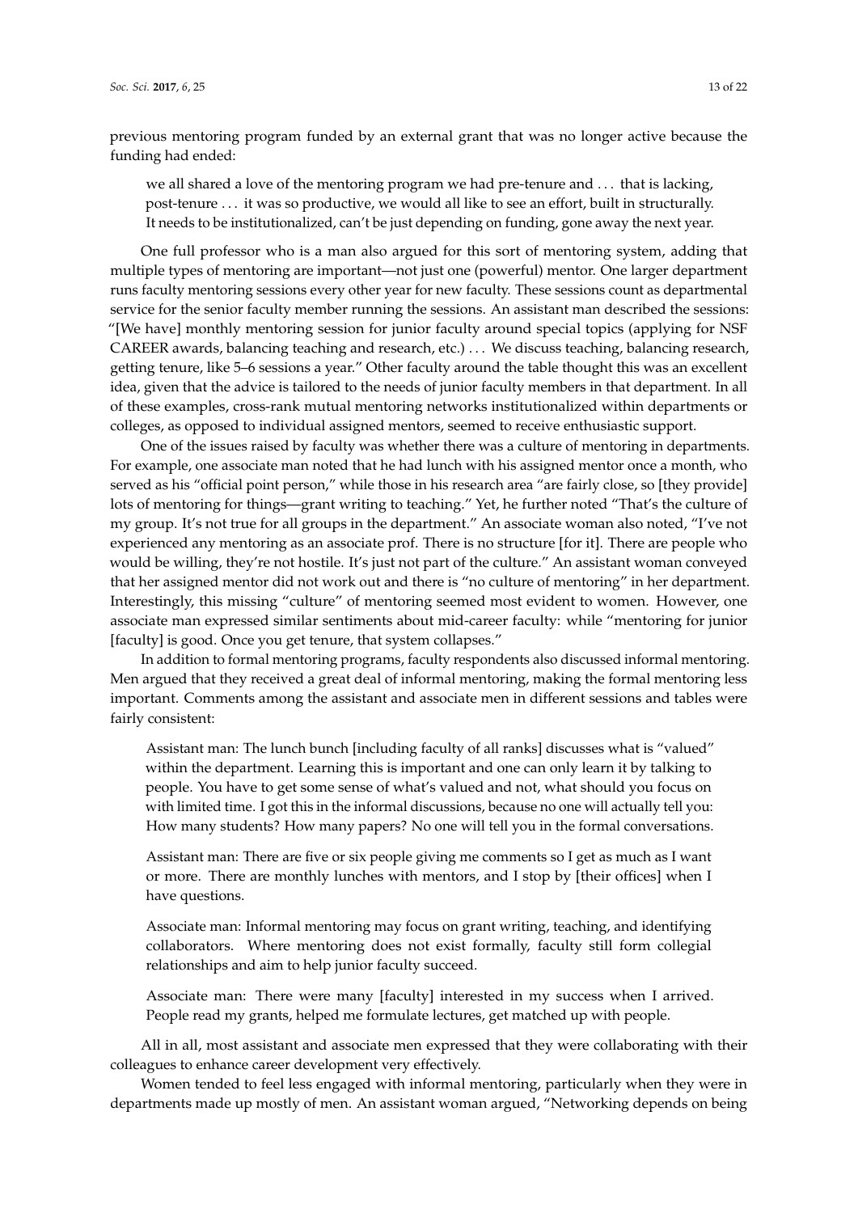previous mentoring program funded by an external grant that was no longer active because the funding had ended:

> we all shared a love of the mentoring program we had pre-tenure and ... that is lacking, post-tenure ... it was so productive, we would all like to see an effort, built in structurally. It needs to be institutionalized, can't be just depending on funding, gone away the next year.

One full professor who is a man also argued for this sort of mentoring system, adding that multiple types of mentoring are important—not just one (powerful) mentor. One larger department runs faculty mentoring sessions every other year for new faculty. These sessions count as departmental service for the senior faculty member running the sessions. An assistant man described the sessions: "[We have] monthly mentoring session for junior faculty around special topics (applying for NSF CAREER awards, balancing teaching and research, etc.) ... We discuss teaching, balancing research, getting tenure, like 5–6 sessions a year." Other faculty around the table thought this was an excellent idea, given that the advice is tailored to the needs of junior faculty members in that department. In all of these examples, cross-rank mutual mentoring networks institutionalized within departments or colleges, as opposed to individual assigned mentors, seemed to receive enthusiastic support.

One of the issues raised by faculty was whether there was a culture of mentoring in departments. For example, one associate man noted that he had lunch with his assigned mentor once a month, who served as his "official point person," while those in his research area "are fairly close, so [they provide] lots of mentoring for things—grant writing to teaching." Yet, he further noted "That's the culture of my group. It's not true for all groups in the department." An associate woman also noted, "I've not experienced any mentoring as an associate prof. There is no structure [for it]. There are people who would be willing, they're not hostile. It's just not part of the culture." An assistant woman conveyed that her assigned mentor did not work out and there is "no culture of mentoring" in her department. Interestingly, this missing "culture" of mentoring seemed most evident to women. However, one associate man expressed similar sentiments about mid-career faculty: while "mentoring for junior [faculty] is good. Once you get tenure, that system collapses."

In addition to formal mentoring programs, faculty respondents also discussed informal mentoring. Men argued that they received a great deal of informal mentoring, making the formal mentoring less important. Comments among the assistant and associate men in different sessions and tables were fairly consistent:

> Assistant man: The lunch bunch [including faculty of all ranks] discusses what is "valued" within the department. Learning this is important and one can only learn it by talking to people. You have to get some sense of what's valued and not, what should you focus on with limited time. I got this in the informal discussions, because no one will actually tell you: How many students? How many papers? No one will tell you in the formal conversations.

> Assistant man: There are five or six people giving me comments so I get as much as I want or more. There are monthly lunches with mentors, and I stop by [their offices] when I have questions.

> Associate man: Informal mentoring may focus on grant writing, teaching, and identifying collaborators. Where mentoring does not exist formally, faculty still form collegial relationships and aim to help junior faculty succeed.

> Associate man: There were many [faculty] interested in my success when I arrived. People read my grants, helped me formulate lectures, get matched up with people.

All in all, most assistant and associate men expressed that they were collaborating with their colleagues to enhance career development very effectively.

Women tended to feel less engaged with informal mentoring, particularly when they were in departments made up mostly of men. An assistant woman argued, "Networking depends on being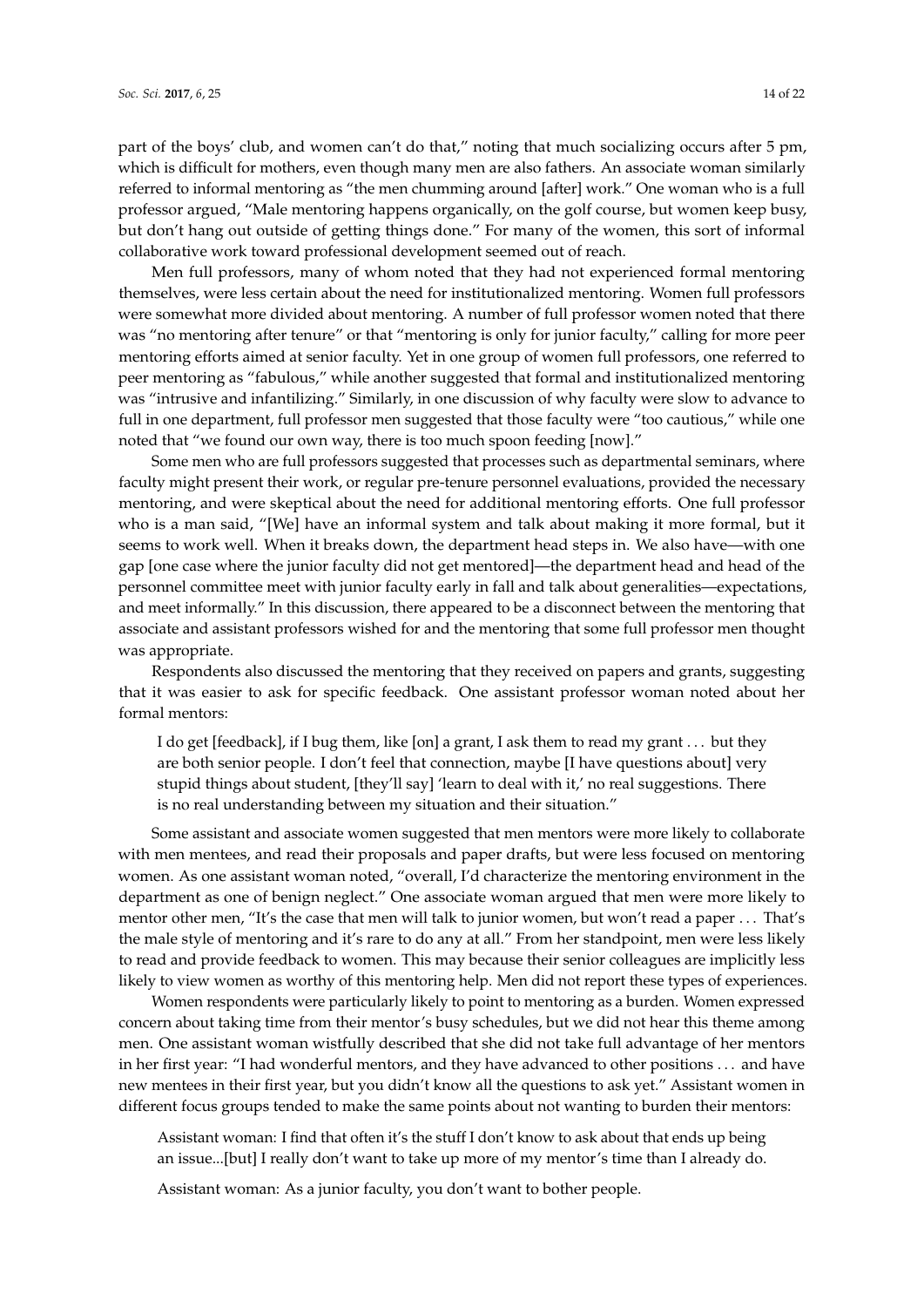part of the boys' club, and women can't do that," noting that much socializing occurs after 5 pm, which is difficult for mothers, even though many men are also fathers. An associate woman similarly referred to informal mentoring as "the men chumming around [after] work." One woman who is a full professor argued, "Male mentoring happens organically, on the golf course, but women keep busy, but don't hang out outside of getting things done." For many of the women, this sort of informal collaborative work toward professional development seemed out of reach.

Men full professors, many of whom noted that they had not experienced formal mentoring themselves, were less certain about the need for institutionalized mentoring. Women full professors were somewhat more divided about mentoring. A number of full professor women noted that there was "no mentoring after tenure" or that "mentoring is only for junior faculty," calling for more peer mentoring efforts aimed at senior faculty. Yet in one group of women full professors, one referred to peer mentoring as "fabulous," while another suggested that formal and institutionalized mentoring was "intrusive and infantilizing." Similarly, in one discussion of why faculty were slow to advance to full in one department, full professor men suggested that those faculty were "too cautious," while one noted that "we found our own way, there is too much spoon feeding [now]."

Some men who are full professors suggested that processes such as departmental seminars, where faculty might present their work, or regular pre-tenure personnel evaluations, provided the necessary mentoring, and were skeptical about the need for additional mentoring efforts. One full professor who is a man said, "[We] have an informal system and talk about making it more formal, but it seems to work well. When it breaks down, the department head steps in. We also have—with one gap [one case where the junior faculty did not get mentored]—the department head and head of the personnel committee meet with junior faculty early in fall and talk about generalities—expectations, and meet informally." In this discussion, there appeared to be a disconnect between the mentoring that associate and assistant professors wished for and the mentoring that some full professor men thought was appropriate.

Respondents also discussed the mentoring that they received on papers and grants, suggesting that it was easier to ask for specific feedback. One assistant professor woman noted about her formal mentors:

> I do get [feedback], if I bug them, like [on] a grant, I ask them to read my grant ... but they are both senior people. I don't feel that connection, maybe [I have questions about] very stupid things about student, [they'll say] 'learn to deal with it,' no real suggestions. There is no real understanding between my situation and their situation."

Some assistant and associate women suggested that men mentors were more likely to collaborate with men mentees, and read their proposals and paper drafts, but were less focused on mentoring women. As one assistant woman noted, "overall, I'd characterize the mentoring environment in the department as one of benign neglect." One associate woman argued that men were more likely to mentor other men, "It's the case that men will talk to junior women, but won't read a paper ... That's the male style of mentoring and it's rare to do any at all." From her standpoint, men were less likely to read and provide feedback to women. This may because their senior colleagues are implicitly less likely to view women as worthy of this mentoring help. Men did not report these types of experiences.

Women respondents were particularly likely to point to mentoring as a burden. Women expressed concern about taking time from their mentor's busy schedules, but we did not hear this theme among men. One assistant woman wistfully described that she did not take full advantage of her mentors in her first year: "I had wonderful mentors, and they have advanced to other positions ... and have new mentees in their first year, but you didn't know all the questions to ask yet." Assistant women in different focus groups tended to make the same points about not wanting to burden their mentors:

> Assistant woman: I find that often it's the stuff I don't know to ask about that ends up being an issue...[but] I really don't want to take up more of my mentor's time than I already do.
>
> Assistant woman: As a junior faculty, you don't want to bother people.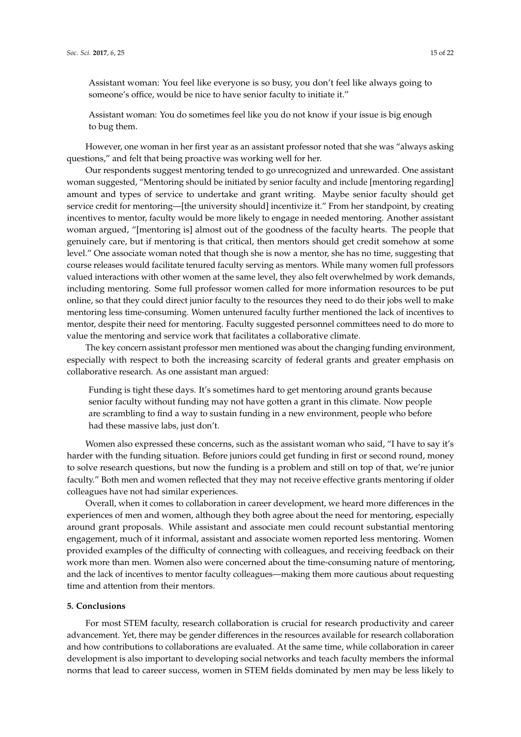> Assistant woman: You feel like everyone is so busy, you don't feel like always going to someone's office, would be nice to have senior faculty to initiate it."

> Assistant woman: You do sometimes feel like you do not know if your issue is big enough to bug them.

However, one woman in her first year as an assistant professor noted that she was "always asking questions," and felt that being proactive was working well for her.

Our respondents suggest mentoring tended to go unrecognized and unrewarded. One assistant woman suggested, "Mentoring should be initiated by senior faculty and include [mentoring regarding] amount and types of service to undertake and grant writing. Maybe senior faculty should get service credit for mentoring—[the university should] incentivize it." From her standpoint, by creating incentives to mentor, faculty would be more likely to engage in needed mentoring. Another assistant woman argued, "[mentoring is] almost out of the goodness of the faculty hearts. The people that genuinely care, but if mentoring is that critical, then mentors should get credit somehow at some level." One associate woman noted that though she is now a mentor, she has no time, suggesting that course releases would facilitate tenured faculty serving as mentors. While many women full professors valued interactions with other women at the same level, they also felt overwhelmed by work demands, including mentoring. Some full professor women called for more information resources to be put online, so that they could direct junior faculty to the resources they need to do their jobs well to make mentoring less time-consuming. Women untenured faculty further mentioned the lack of incentives to mentor, despite their need for mentoring. Faculty suggested personnel committees need to do more to value the mentoring and service work that facilitates a collaborative climate.

The key concern assistant professor men mentioned was about the changing funding environment, especially with respect to both the increasing scarcity of federal grants and greater emphasis on collaborative research. As one assistant man argued:

> Funding is tight these days. It's sometimes hard to get mentoring around grants because senior faculty without funding may not have gotten a grant in this climate. Now people are scrambling to find a way to sustain funding in a new environment, people who before had these massive labs, just don't.

Women also expressed these concerns, such as the assistant woman who said, "I have to say it's harder with the funding situation. Before juniors could get funding in first or second round, money to solve research questions, but now the funding is a problem and still on top of that, we're junior faculty." Both men and women reflected that they may not receive effective grants mentoring if older colleagues have not had similar experiences.

Overall, when it comes to collaboration in career development, we heard more differences in the experiences of men and women, although they both agree about the need for mentoring, especially around grant proposals. While assistant and associate men could recount substantial mentoring engagement, much of it informal, assistant and associate women reported less mentoring. Women provided examples of the difficulty of connecting with colleagues, and receiving feedback on their work more than men. Women also were concerned about the time-consuming nature of mentoring, and the lack of incentives to mentor faculty colleagues—making them more cautious about requesting time and attention from their mentors.

## 5. Conclusions

For most STEM faculty, research collaboration is crucial for research productivity and career advancement. Yet, there may be gender differences in the resources available for research collaboration and how contributions to collaborations are evaluated. At the same time, while collaboration in career development is also important to developing social networks and teach faculty members the informal norms that lead to career success, women in STEM fields dominated by men may be less likely to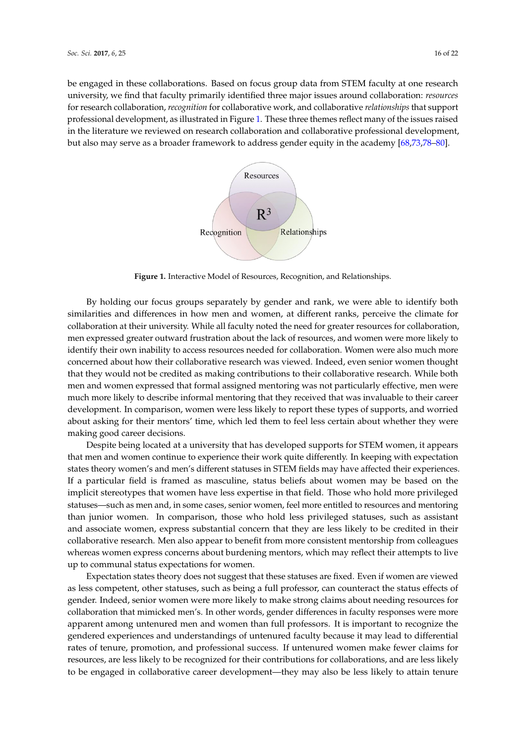be engaged in these collaborations. Based on focus group data from STEM faculty at one research university, we find that faculty primarily identified three major issues around collaboration: *resources* for research collaboration, *recognition* for collaborative work, and collaborative *relationships* that support professional development, as illustrated in Figure 1. These three themes reflect many of the issues raised in the literature we reviewed on research collaboration and collaborative professional development, but also may serve as a broader framework to address gender equity in the academy [68,73,78–80].

**Figure 1.** Interactive Model of Resources, Recognition, and Relationships.

By holding our focus groups separately by gender and rank, we were able to identify both similarities and differences in how men and women, at different ranks, perceive the climate for collaboration at their university. While all faculty noted the need for greater resources for collaboration, men expressed greater outward frustration about the lack of resources, and women were more likely to identify their own inability to access resources needed for collaboration. Women were also much more concerned about how their collaborative research was viewed. Indeed, even senior women thought that they would not be credited as making contributions to their collaborative research. While both men and women expressed that formal assigned mentoring was not particularly effective, men were much more likely to describe informal mentoring that they received that was invaluable to their career development. In comparison, women were less likely to report these types of supports, and worried about asking for their mentors' time, which led them to feel less certain about whether they were making good career decisions.

Despite being located at a university that has developed supports for STEM women, it appears that men and women continue to experience their work quite differently. In keeping with expectation states theory women's and men's different statuses in STEM fields may have affected their experiences. If a particular field is framed as masculine, status beliefs about women may be based on the implicit stereotypes that women have less expertise in that field. Those who hold more privileged statuses—such as men and, in some cases, senior women, feel more entitled to resources and mentoring than junior women. In comparison, those who hold less privileged statuses, such as assistant and associate women, express substantial concern that they are less likely to be credited in their collaborative research. Men also appear to benefit from more consistent mentorship from colleagues whereas women express concerns about burdening mentors, which may reflect their attempts to live up to communal status expectations for women.

Expectation states theory does not suggest that these statuses are fixed. Even if women are viewed as less competent, other statuses, such as being a full professor, can counteract the status effects of gender. Indeed, senior women were more likely to make strong claims about needing resources for collaboration that mimicked men's. In other words, gender differences in faculty responses were more apparent among untenured men and women than full professors. It is important to recognize the gendered experiences and understandings of untenured faculty because it may lead to differential rates of tenure, promotion, and professional success. If untenured women make fewer claims for resources, are less likely to be recognized for their contributions for collaborations, and are less likely to be engaged in collaborative career development—they may also be less likely to attain tenure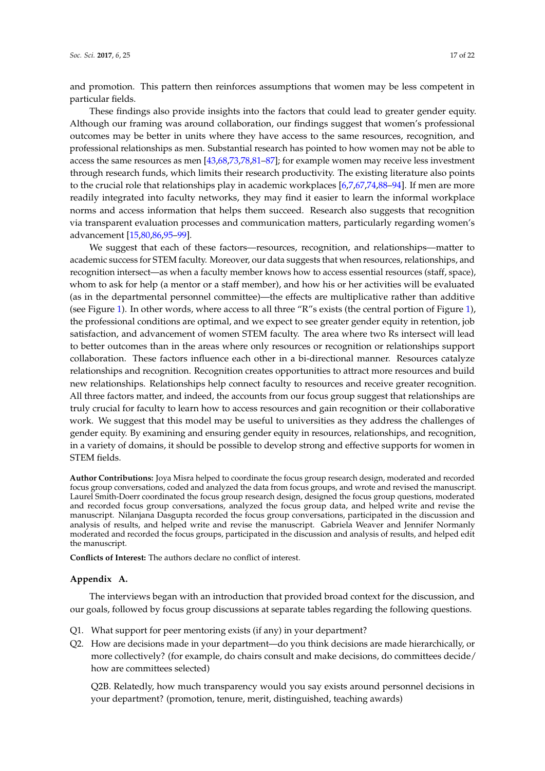and promotion. This pattern then reinforces assumptions that women may be less competent in particular fields.

These findings also provide insights into the factors that could lead to greater gender equity. Although our framing was around collaboration, our findings suggest that women's professional outcomes may be better in units where they have access to the same resources, recognition, and professional relationships as men. Substantial research has pointed to how women may not be able to access the same resources as men [43,68,73,78,81–87]; for example women may receive less investment through research funds, which limits their research productivity. The existing literature also points to the crucial role that relationships play in academic workplaces [6,7,67,74,88–94]. If men are more readily integrated into faculty networks, they may find it easier to learn the informal workplace norms and access information that helps them succeed. Research also suggests that recognition via transparent evaluation processes and communication matters, particularly regarding women's advancement [15,80,86,95–99].

We suggest that each of these factors—resources, recognition, and relationships—matter to academic success for STEM faculty. Moreover, our data suggests that when resources, relationships, and recognition intersect—as when a faculty member knows how to access essential resources (staff, space), whom to ask for help (a mentor or a staff member), and how his or her activities will be evaluated (as in the departmental personnel committee)—the effects are multiplicative rather than additive (see Figure 1). In other words, where access to all three "R"s exists (the central portion of Figure 1), the professional conditions are optimal, and we expect to see greater gender equity in retention, job satisfaction, and advancement of women STEM faculty. The area where two Rs intersect will lead to better outcomes than in the areas where only resources or recognition or relationships support collaboration. These factors influence each other in a bi-directional manner. Resources catalyze relationships and recognition. Recognition creates opportunities to attract more resources and build new relationships. Relationships help connect faculty to resources and receive greater recognition. All three factors matter, and indeed, the accounts from our focus group suggest that relationships are truly crucial for faculty to learn how to access resources and gain recognition or their collaborative work. We suggest that this model may be useful to universities as they address the challenges of gender equity. By examining and ensuring gender equity in resources, relationships, and recognition, in a variety of domains, it should be possible to develop strong and effective supports for women in STEM fields.

**Author Contributions:** Joya Misra helped to coordinate the focus group research design, moderated and recorded focus group conversations, coded and analyzed the data from focus groups, and wrote and revised the manuscript. Laurel Smith-Doerr coordinated the focus group research design, designed the focus group questions, moderated and recorded focus group conversations, analyzed the focus group data, and helped write and revise the manuscript. Nilanjana Dasgupta recorded the focus group conversations, participated in the discussion and analysis of results, and helped write and revise the manuscript. Gabriela Weaver and Jennifer Normanly moderated and recorded the focus groups, participated in the discussion and analysis of results, and helped edit the manuscript.

**Conflicts of Interest:** The authors declare no conflict of interest.

## Appendix A.

The interviews began with an introduction that provided broad context for the discussion, and our goals, followed by focus group discussions at separate tables regarding the following questions.

Q1. What support for peer mentoring exists (if any) in your department?

Q2. How are decisions made in your department—do you think decisions are made hierarchically, or more collectively? (for example, do chairs consult and make decisions, do committees decide/how are committees selected)

Q2B. Relatedly, how much transparency would you say exists around personnel decisions in your department? (promotion, tenure, merit, distinguished, teaching awards)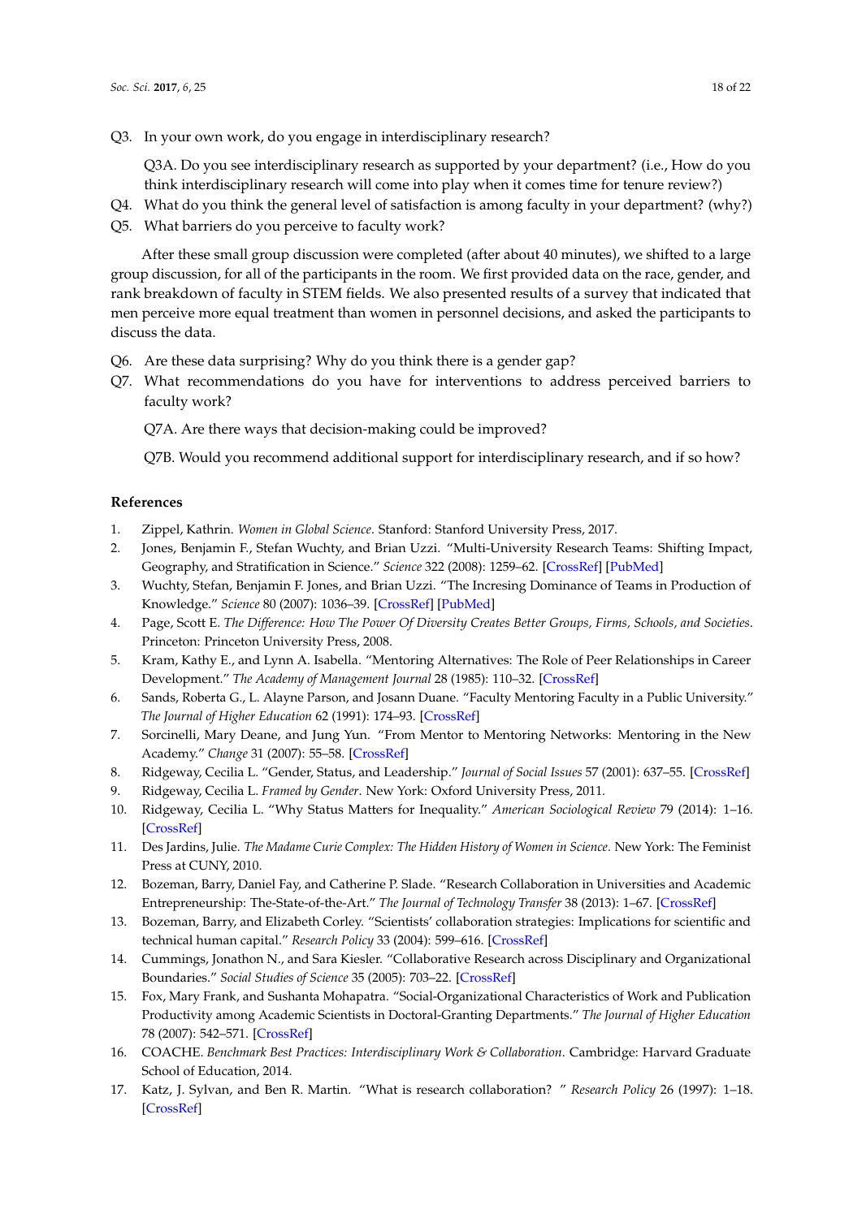Q3. In your own work, do you engage in interdisciplinary research?

Q3A. Do you see interdisciplinary research as supported by your department? (i.e., How do you think interdisciplinary research will come into play when it comes time for tenure review?)

Q4. What do you think the general level of satisfaction is among faculty in your department? (why?)

Q5. What barriers do you perceive to faculty work?

After these small group discussion were completed (after about 40 minutes), we shifted to a large group discussion, for all of the participants in the room. We first provided data on the race, gender, and rank breakdown of faculty in STEM fields. We also presented results of a survey that indicated that men perceive more equal treatment than women in personnel decisions, and asked the participants to discuss the data.

Q6. Are these data surprising? Why do you think there is a gender gap?

Q7. What recommendations do you have for interventions to address perceived barriers to faculty work?

Q7A. Are there ways that decision-making could be improved?

Q7B. Would you recommend additional support for interdisciplinary research, and if so how?

## References

1. Zippel, Kathrin. *Women in Global Science*. Stanford: Stanford University Press, 2017.
2. Jones, Benjamin F., Stefan Wuchty, and Brian Uzzi. "Multi-University Research Teams: Shifting Impact, Geography, and Stratification in Science." *Science* 322 (2008): 1259–62. [CrossRef] [PubMed]
3. Wuchty, Stefan, Benjamin F. Jones, and Brian Uzzi. "The Incresing Dominance of Teams in Production of Knowledge." *Science* 80 (2007): 1036–39. [CrossRef] [PubMed]
4. Page, Scott E. *The Difference: How The Power Of Diversity Creates Better Groups, Firms, Schools, and Societies*. Princeton: Princeton University Press, 2008.
5. Kram, Kathy E., and Lynn A. Isabella. "Mentoring Alternatives: The Role of Peer Relationships in Career Development." *The Academy of Management Journal* 28 (1985): 110–32. [CrossRef]
6. Sands, Roberta G., L. Alayne Parson, and Josann Duane. "Faculty Mentoring Faculty in a Public University." *The Journal of Higher Education* 62 (1991): 174–93. [CrossRef]
7. Sorcinelli, Mary Deane, and Jung Yun. "From Mentor to Mentoring Networks: Mentoring in the New Academy." *Change* 31 (2007): 55–58. [CrossRef]
8. Ridgeway, Cecilia L. "Gender, Status, and Leadership." *Journal of Social Issues* 57 (2001): 637–55. [CrossRef]
9. Ridgeway, Cecilia L. *Framed by Gender*. New York: Oxford University Press, 2011.
10. Ridgeway, Cecilia L. "Why Status Matters for Inequality." *American Sociological Review* 79 (2014): 1–16. [CrossRef]
11. Des Jardins, Julie. *The Madame Curie Complex: The Hidden History of Women in Science*. New York: The Feminist Press at CUNY, 2010.
12. Bozeman, Barry, Daniel Fay, and Catherine P. Slade. "Research Collaboration in Universities and Academic Entrepreneurship: The-State-of-the-Art." *The Journal of Technology Transfer* 38 (2013): 1–67. [CrossRef]
13. Bozeman, Barry, and Elizabeth Corley. "Scientists' collaboration strategies: Implications for scientific and technical human capital." *Research Policy* 33 (2004): 599–616. [CrossRef]
14. Cummings, Jonathon N., and Sara Kiesler. "Collaborative Research across Disciplinary and Organizational Boundaries." *Social Studies of Science* 35 (2005): 703–22. [CrossRef]
15. Fox, Mary Frank, and Sushanta Mohapatra. "Social-Organizational Characteristics of Work and Publication Productivity among Academic Scientists in Doctoral-Granting Departments." *The Journal of Higher Education* 78 (2007): 542–571. [CrossRef]
16. COACHE. *Benchmark Best Practices: Interdisciplinary Work & Collaboration*. Cambridge: Harvard Graduate School of Education, 2014.
17. Katz, J. Sylvan, and Ben R. Martin. "What is research collaboration? " *Research Policy* 26 (1997): 1–18. [CrossRef]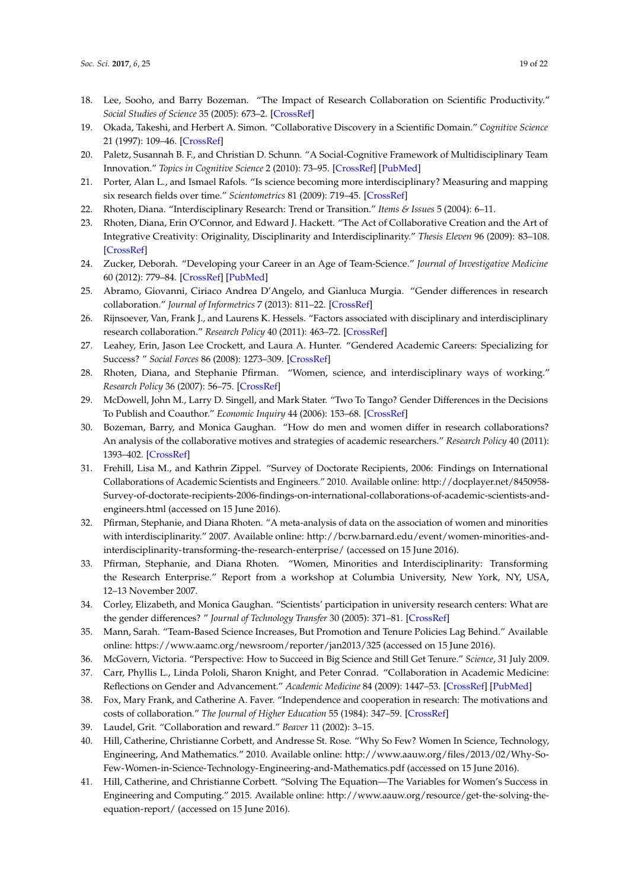18. Lee, Sooho, and Barry Bozeman. "The Impact of Research Collaboration on Scientific Productivity." *Social Studies of Science* 35 (2005): 673–2. [CrossRef]
19. Okada, Takeshi, and Herbert A. Simon. "Collaborative Discovery in a Scientific Domain." *Cognitive Science* 21 (1997): 109–46. [CrossRef]
20. Paletz, Susannah B. F., and Christian D. Schunn. "A Social-Cognitive Framework of Multidisciplinary Team Innovation." *Topics in Cognitive Science* 2 (2010): 73–95. [CrossRef] [PubMed]
21. Porter, Alan L., and Ismael Rafols. "Is science becoming more interdisciplinary? Measuring and mapping six research fields over time." *Scientometrics* 81 (2009): 719–45. [CrossRef]
22. Rhoten, Diana. "Interdisciplinary Research: Trend or Transition." *Items & Issues* 5 (2004): 6–11.
23. Rhoten, Diana, Erin O'Connor, and Edward J. Hackett. "The Act of Collaborative Creation and the Art of Integrative Creativity: Originality, Disciplinarity and Interdisciplinarity." *Thesis Eleven* 96 (2009): 83–108. [CrossRef]
24. Zucker, Deborah. "Developing your Career in an Age of Team-Science." *Journal of Investigative Medicine* 60 (2012): 779–84. [CrossRef] [PubMed]
25. Abramo, Giovanni, Ciriaco Andrea D'Angelo, and Gianluca Murgia. "Gender differences in research collaboration." *Journal of Informetrics* 7 (2013): 811–22. [CrossRef]
26. Rijnsoever, Van, Frank J., and Laurens K. Hessels. "Factors associated with disciplinary and interdisciplinary research collaboration." *Research Policy* 40 (2011): 463–72. [CrossRef]
27. Leahey, Erin, Jason Lee Crockett, and Laura A. Hunter. "Gendered Academic Careers: Specializing for Success? " *Social Forces* 86 (2008): 1273–309. [CrossRef]
28. Rhoten, Diana, and Stephanie Pfirman. "Women, science, and interdisciplinary ways of working." *Research Policy* 36 (2007): 56–75. [CrossRef]
29. McDowell, John M., Larry D. Singell, and Mark Stater. "Two To Tango? Gender Differences in the Decisions To Publish and Coauthor." *Economic Inquiry* 44 (2006): 153–68. [CrossRef]
30. Bozeman, Barry, and Monica Gaughan. "How do men and women differ in research collaborations? An analysis of the collaborative motives and strategies of academic researchers." *Research Policy* 40 (2011): 1393–402. [CrossRef]
31. Frehill, Lisa M., and Kathrin Zippel. "Survey of Doctorate Recipients, 2006: Findings on International Collaborations of Academic Scientists and Engineers." 2010. Available online: http://docplayer.net/8450958-Survey-of-doctorate-recipients-2006-findings-on-international-collaborations-of-academic-scientists-and-engineers.html (accessed on 15 June 2016).
32. Pfirman, Stephanie, and Diana Rhoten. "A meta-analysis of data on the association of women and minorities with interdisciplinarity." 2007. Available online: http://bcrw.barnard.edu/event/women-minorities-and-interdisciplinarity-transforming-the-research-enterprise/ (accessed on 15 June 2016).
33. Pfirman, Stephanie, and Diana Rhoten. "Women, Minorities and Interdisciplinarity: Transforming the Research Enterprise." Report from a workshop at Columbia University, New York, NY, USA, 12–13 November 2007.
34. Corley, Elizabeth, and Monica Gaughan. "Scientists' participation in university research centers: What are the gender differences? " *Journal of Technology Transfer* 30 (2005): 371–81. [CrossRef]
35. Mann, Sarah. "Team-Based Science Increases, But Promotion and Tenure Policies Lag Behind." Available online: https://www.aamc.org/newsroom/reporter/jan2013/325 (accessed on 15 June 2016).
36. McGovern, Victoria. "Perspective: How to Succeed in Big Science and Still Get Tenure." *Science*, 31 July 2009.
37. Carr, Phyllis L., Linda Pololi, Sharon Knight, and Peter Conrad. "Collaboration in Academic Medicine: Reflections on Gender and Advancement." *Academic Medicine* 84 (2009): 1447–53. [CrossRef] [PubMed]
38. Fox, Mary Frank, and Catherine A. Faver. "Independence and cooperation in research: The motivations and costs of collaboration." *The Journal of Higher Education* 55 (1984): 347–59. [CrossRef]
39. Laudel, Grit. "Collaboration and reward." *Beaver* 11 (2002): 3–15.
40. Hill, Catherine, Christianne Corbett, and Andresse St. Rose. "Why So Few? Women In Science, Technology, Engineering, And Mathematics." 2010. Available online: http://www.aauw.org/files/2013/02/Why-So-Few-Women-in-Science-Technology-Engineering-and-Mathematics.pdf (accessed on 15 June 2016).
41. Hill, Catherine, and Christianne Corbett. "Solving The Equation—The Variables for Women's Success in Engineering and Computing." 2015. Available online: http://www.aauw.org/resource/get-the-solving-the-equation-report/ (accessed on 15 June 2016).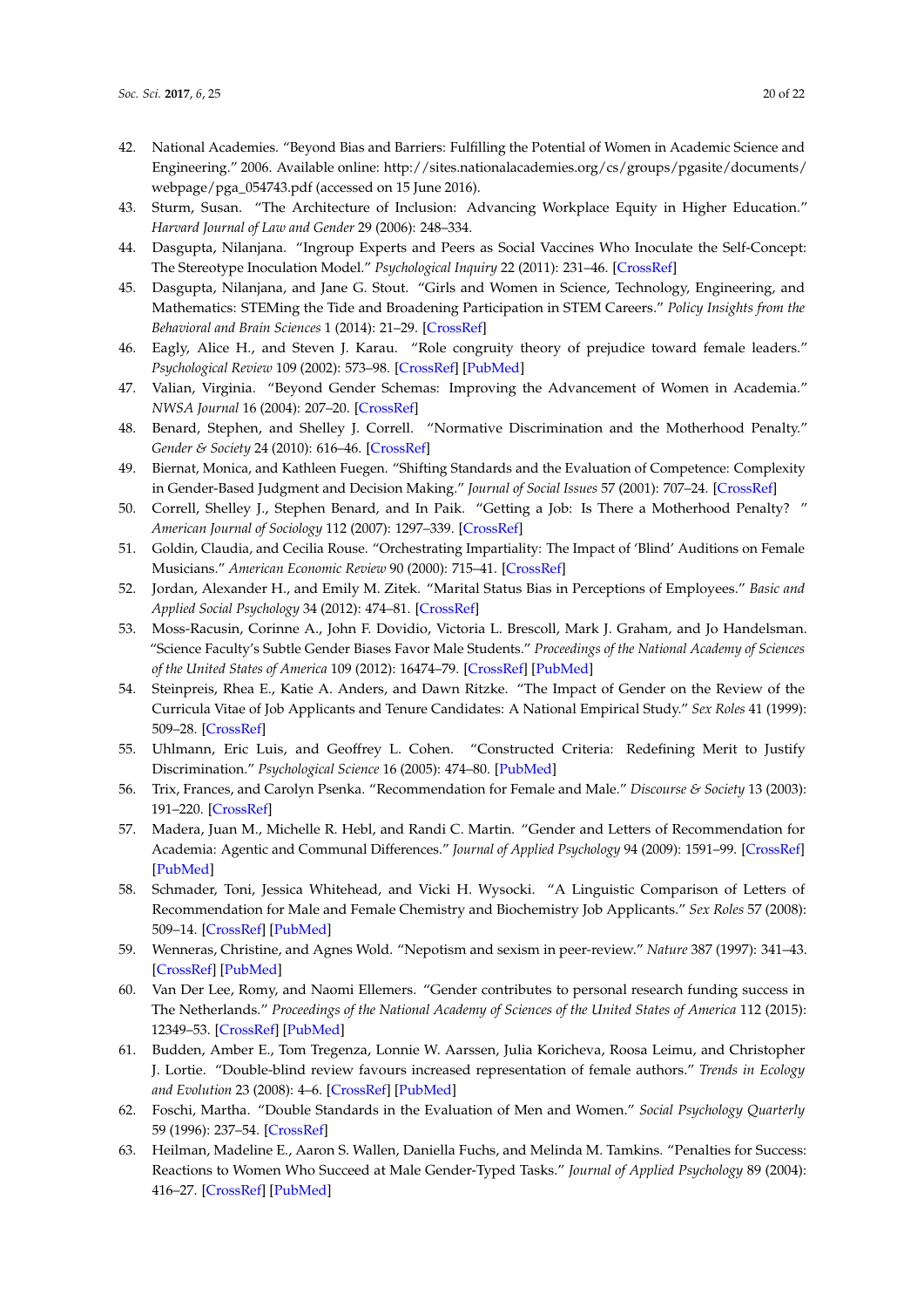42. National Academies. "Beyond Bias and Barriers: Fulfilling the Potential of Women in Academic Science and Engineering." 2006. Available online: http://sites.nationalacademies.org/cs/groups/pgasite/documents/webpage/pga_054743.pdf (accessed on 15 June 2016).
43. Sturm, Susan. "The Architecture of Inclusion: Advancing Workplace Equity in Higher Education." *Harvard Journal of Law and Gender* 29 (2006): 248–334.
44. Dasgupta, Nilanjana. "Ingroup Experts and Peers as Social Vaccines Who Inoculate the Self-Concept: The Stereotype Inoculation Model." *Psychological Inquiry* 22 (2011): 231–46. [CrossRef]
45. Dasgupta, Nilanjana, and Jane G. Stout. "Girls and Women in Science, Technology, Engineering, and Mathematics: STEMing the Tide and Broadening Participation in STEM Careers." *Policy Insights from the Behavioral and Brain Sciences* 1 (2014): 21–29. [CrossRef]
46. Eagly, Alice H., and Steven J. Karau. "Role congruity theory of prejudice toward female leaders." *Psychological Review* 109 (2002): 573–98. [CrossRef] [PubMed]
47. Valian, Virginia. "Beyond Gender Schemas: Improving the Advancement of Women in Academia." *NWSA Journal* 16 (2004): 207–20. [CrossRef]
48. Benard, Stephen, and Shelley J. Correll. "Normative Discrimination and the Motherhood Penalty." *Gender & Society* 24 (2010): 616–46. [CrossRef]
49. Biernat, Monica, and Kathleen Fuegen. "Shifting Standards and the Evaluation of Competence: Complexity in Gender-Based Judgment and Decision Making." *Journal of Social Issues* 57 (2001): 707–24. [CrossRef]
50. Correll, Shelley J., Stephen Benard, and In Paik. "Getting a Job: Is There a Motherhood Penalty? " *American Journal of Sociology* 112 (2007): 1297–339. [CrossRef]
51. Goldin, Claudia, and Cecilia Rouse. "Orchestrating Impartiality: The Impact of 'Blind' Auditions on Female Musicians." *American Economic Review* 90 (2000): 715–41. [CrossRef]
52. Jordan, Alexander H., and Emily M. Zitek. "Marital Status Bias in Perceptions of Employees." *Basic and Applied Social Psychology* 34 (2012): 474–81. [CrossRef]
53. Moss-Racusin, Corinne A., John F. Dovidio, Victoria L. Brescoll, Mark J. Graham, and Jo Handelsman. "Science Faculty's Subtle Gender Biases Favor Male Students." *Proceedings of the National Academy of Sciences of the United States of America* 109 (2012): 16474–79. [CrossRef] [PubMed]
54. Steinpreis, Rhea E., Katie A. Anders, and Dawn Ritzke. "The Impact of Gender on the Review of the Curricula Vitae of Job Applicants and Tenure Candidates: A National Empirical Study." *Sex Roles* 41 (1999): 509–28. [CrossRef]
55. Uhlmann, Eric Luis, and Geoffrey L. Cohen. "Constructed Criteria: Redefining Merit to Justify Discrimination." *Psychological Science* 16 (2005): 474–80. [PubMed]
56. Trix, Frances, and Carolyn Psenka. "Recommendation for Female and Male." *Discourse & Society* 13 (2003): 191–220. [CrossRef]
57. Madera, Juan M., Michelle R. Hebl, and Randi C. Martin. "Gender and Letters of Recommendation for Academia: Agentic and Communal Differences." *Journal of Applied Psychology* 94 (2009): 1591–99. [CrossRef] [PubMed]
58. Schmader, Toni, Jessica Whitehead, and Vicki H. Wysocki. "A Linguistic Comparison of Letters of Recommendation for Male and Female Chemistry and Biochemistry Job Applicants." *Sex Roles* 57 (2008): 509–14. [CrossRef] [PubMed]
59. Wenneras, Christine, and Agnes Wold. "Nepotism and sexism in peer-review." *Nature* 387 (1997): 341–43. [CrossRef] [PubMed]
60. Van Der Lee, Romy, and Naomi Ellemers. "Gender contributes to personal research funding success in The Netherlands." *Proceedings of the National Academy of Sciences of the United States of America* 112 (2015): 12349–53. [CrossRef] [PubMed]
61. Budden, Amber E., Tom Tregenza, Lonnie W. Aarssen, Julia Koricheva, Roosa Leimu, and Christopher J. Lortie. "Double-blind review favours increased representation of female authors." *Trends in Ecology and Evolution* 23 (2008): 4–6. [CrossRef] [PubMed]
62. Foschi, Martha. "Double Standards in the Evaluation of Men and Women." *Social Psychology Quarterly* 59 (1996): 237–54. [CrossRef]
63. Heilman, Madeline E., Aaron S. Wallen, Daniella Fuchs, and Melinda M. Tamkins. "Penalties for Success: Reactions to Women Who Succeed at Male Gender-Typed Tasks." *Journal of Applied Psychology* 89 (2004): 416–27. [CrossRef] [PubMed]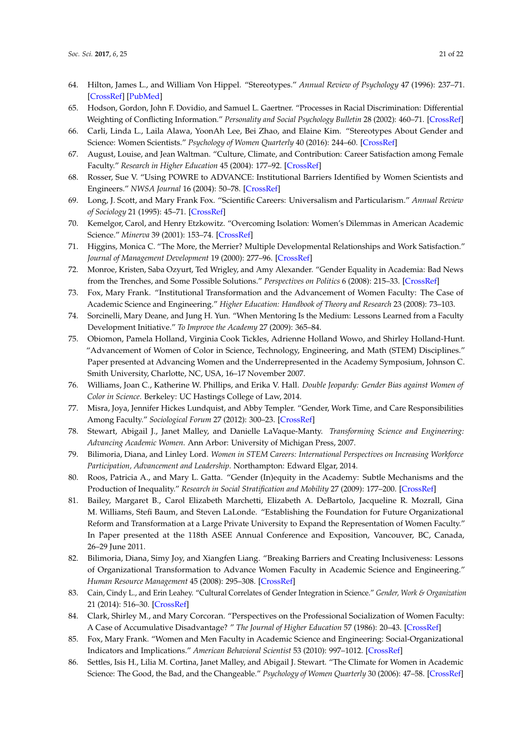64. Hilton, James L., and William Von Hippel. "Stereotypes." *Annual Review of Psychology* 47 (1996): 237–71. [CrossRef] [PubMed]
65. Hodson, Gordon, John F. Dovidio, and Samuel L. Gaertner. "Processes in Racial Discrimination: Differential Weighting of Conflicting Information." *Personality and Social Psychology Bulletin* 28 (2002): 460–71. [CrossRef]
66. Carli, Linda L., Laila Alawa, YoonAh Lee, Bei Zhao, and Elaine Kim. "Stereotypes About Gender and Science: Women Scientists." *Psychology of Women Quarterly* 40 (2016): 244–60. [CrossRef]
67. August, Louise, and Jean Waltman. "Culture, Climate, and Contribution: Career Satisfaction among Female Faculty." *Research in Higher Education* 45 (2004): 177–92. [CrossRef]
68. Rosser, Sue V. "Using POWRE to ADVANCE: Institutional Barriers Identified by Women Scientists and Engineers." *NWSA Journal* 16 (2004): 50–78. [CrossRef]
69. Long, J. Scott, and Mary Frank Fox. "Scientific Careers: Universalism and Particularism." *Annual Review of Sociology* 21 (1995): 45–71. [CrossRef]
70. Kemelgor, Carol, and Henry Etzkowitz. "Overcoming Isolation: Women's Dilemmas in American Academic Science." *Minerva* 39 (2001): 153–74. [CrossRef]
71. Higgins, Monica C. "The More, the Merrier? Multiple Developmental Relationships and Work Satisfaction." *Journal of Management Development* 19 (2000): 277–96. [CrossRef]
72. Monroe, Kristen, Saba Ozyurt, Ted Wrigley, and Amy Alexander. "Gender Equality in Academia: Bad News from the Trenches, and Some Possible Solutions." *Perspectives on Politics* 6 (2008): 215–33. [CrossRef]
73. Fox, Mary Frank. "Institutional Transformation and the Advancement of Women Faculty: The Case of Academic Science and Engineering." *Higher Education: Handbook of Theory and Research* 23 (2008): 73–103.
74. Sorcinelli, Mary Deane, and Jung H. Yun. "When Mentoring Is the Medium: Lessons Learned from a Faculty Development Initiative." *To Improve the Academy* 27 (2009): 365–84.
75. Obiomon, Pamela Holland, Virginia Cook Tickles, Adrienne Holland Wowo, and Shirley Holland-Hunt. "Advancement of Women of Color in Science, Technology, Engineering, and Math (STEM) Disciplines." Paper presented at Advancing Women and the Underrepresented in the Academy Symposium, Johnson C. Smith University, Charlotte, NC, USA, 16–17 November 2007.
76. Williams, Joan C., Katherine W. Phillips, and Erika V. Hall. *Double Jeopardy: Gender Bias against Women of Color in Science*. Berkeley: UC Hastings College of Law, 2014.
77. Misra, Joya, Jennifer Hickes Lundquist, and Abby Templer. "Gender, Work Time, and Care Responsibilities Among Faculty." *Sociological Forum* 27 (2012): 300–23. [CrossRef]
78. Stewart, Abigail J., Janet Malley, and Danielle LaVaque-Manty. *Transforming Science and Engineering: Advancing Academic Women*. Ann Arbor: University of Michigan Press, 2007.
79. Bilimoria, Diana, and Linley Lord. *Women in STEM Careers: International Perspectives on Increasing Workforce Participation, Advancement and Leadership*. Northampton: Edward Elgar, 2014.
80. Roos, Patricia A., and Mary L. Gatta. "Gender (In)equity in the Academy: Subtle Mechanisms and the Production of Inequality." *Research in Social Stratification and Mobility* 27 (2009): 177–200. [CrossRef]
81. Bailey, Margaret B., Carol Elizabeth Marchetti, Elizabeth A. DeBartolo, Jacqueline R. Mozrall, Gina M. Williams, Stefi Baum, and Steven LaLonde. "Establishing the Foundation for Future Organizational Reform and Transformation at a Large Private University to Expand the Representation of Women Faculty." In Paper presented at the 118th ASEE Annual Conference and Exposition, Vancouver, BC, Canada, 26–29 June 2011.
82. Bilimoria, Diana, Simy Joy, and Xiangfen Liang. "Breaking Barriers and Creating Inclusiveness: Lessons of Organizational Transformation to Advance Women Faculty in Academic Science and Engineering." *Human Resource Management* 45 (2008): 295–308. [CrossRef]
83. Cain, Cindy L., and Erin Leahey. "Cultural Correlates of Gender Integration in Science." *Gender, Work & Organization* 21 (2014): 516–30. [CrossRef]
84. Clark, Shirley M., and Mary Corcoran. "Perspectives on the Professional Socialization of Women Faculty: A Case of Accumulative Disadvantage? " *The Journal of Higher Education* 57 (1986): 20–43. [CrossRef]
85. Fox, Mary Frank. "Women and Men Faculty in Academic Science and Engineering: Social-Organizational Indicators and Implications." *American Behavioral Scientist* 53 (2010): 997–1012. [CrossRef]
86. Settles, Isis H., Lilia M. Cortina, Janet Malley, and Abigail J. Stewart. "The Climate for Women in Academic Science: The Good, the Bad, and the Changeable." *Psychology of Women Quarterly* 30 (2006): 47–58. [CrossRef]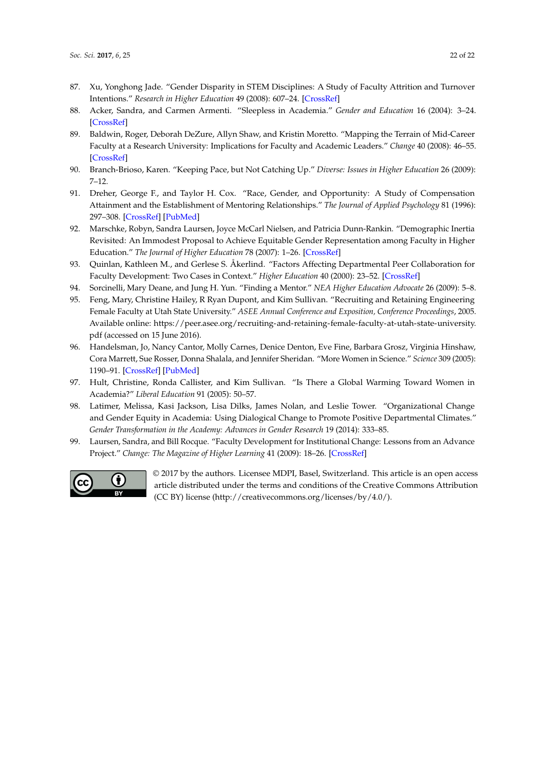87. Xu, Yonghong Jade. "Gender Disparity in STEM Disciplines: A Study of Faculty Attrition and Turnover Intentions." *Research in Higher Education* 49 (2008): 607–24. [CrossRef]
88. Acker, Sandra, and Carmen Armenti. "Sleepless in Academia." *Gender and Education* 16 (2004): 3–24. [CrossRef]
89. Baldwin, Roger, Deborah DeZure, Allyn Shaw, and Kristin Moretto. "Mapping the Terrain of Mid-Career Faculty at a Research University: Implications for Faculty and Academic Leaders." *Change* 40 (2008): 46–55. [CrossRef]
90. Branch-Brioso, Karen. "Keeping Pace, but Not Catching Up." *Diverse: Issues in Higher Education* 26 (2009): 7–12.
91. Dreher, George F., and Taylor H. Cox. "Race, Gender, and Opportunity: A Study of Compensation Attainment and the Establishment of Mentoring Relationships." *The Journal of Applied Psychology* 81 (1996): 297–308. [CrossRef] [PubMed]
92. Marschke, Robyn, Sandra Laursen, Joyce McCarl Nielsen, and Patricia Dunn-Rankin. "Demographic Inertia Revisited: An Immodest Proposal to Achieve Equitable Gender Representation among Faculty in Higher Education." *The Journal of Higher Education* 78 (2007): 1–26. [CrossRef]
93. Quinlan, Kathleen M., and Gerlese S. Åkerlind. "Factors Affecting Departmental Peer Collaboration for Faculty Development: Two Cases in Context." *Higher Education* 40 (2000): 23–52. [CrossRef]
94. Sorcinelli, Mary Deane, and Jung H. Yun. "Finding a Mentor." *NEA Higher Education Advocate* 26 (2009): 5–8.
95. Feng, Mary, Christine Hailey, R Ryan Dupont, and Kim Sullivan. "Recruiting and Retaining Engineering Female Faculty at Utah State University." *ASEE Annual Conference and Exposition, Conference Proceedings*, 2005. Available online: https://peer.asee.org/recruiting-and-retaining-female-faculty-at-utah-state-university.pdf (accessed on 15 June 2016).
96. Handelsman, Jo, Nancy Cantor, Molly Carnes, Denice Denton, Eve Fine, Barbara Grosz, Virginia Hinshaw, Cora Marrett, Sue Rosser, Donna Shalala, and Jennifer Sheridan. "More Women in Science." *Science* 309 (2005): 1190–91. [CrossRef] [PubMed]
97. Hult, Christine, Ronda Callister, and Kim Sullivan. "Is There a Global Warming Toward Women in Academia?" *Liberal Education* 91 (2005): 50–57.
98. Latimer, Melissa, Kasi Jackson, Lisa Dilks, James Nolan, and Leslie Tower. "Organizational Change and Gender Equity in Academia: Using Dialogical Change to Promote Positive Departmental Climates." *Gender Transformation in the Academy: Advances in Gender Research* 19 (2014): 333–85.
99. Laursen, Sandra, and Bill Rocque. "Faculty Development for Institutional Change: Lessons from an Advance Project." *Change: The Magazine of Higher Learning* 41 (2009): 18–26. [CrossRef]

© 2017 by the authors. Licensee MDPI, Basel, Switzerland. This article is an open access article distributed under the terms and conditions of the Creative Commons Attribution (CC BY) license (http://creativecommons.org/licenses/by/4.0/).